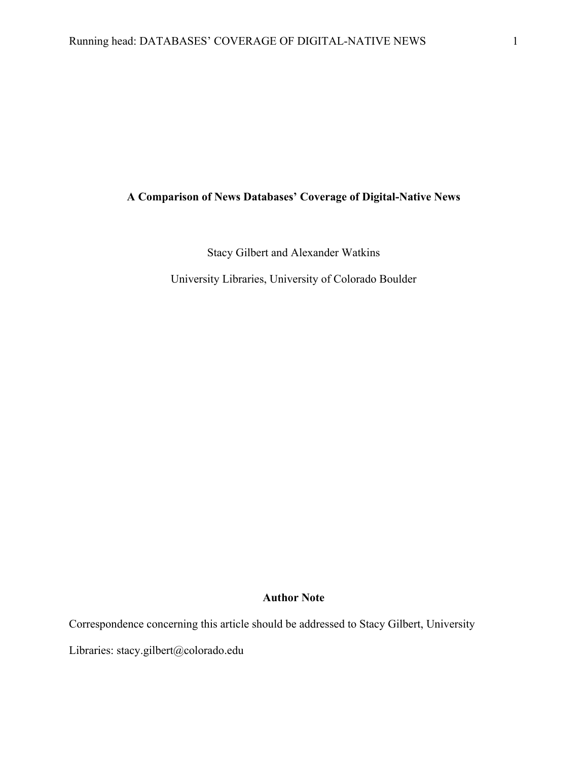# A Comparison of News Databases' Coverage of Digital-Native News

Stacy Gilbert and Alexander Watkins

University Libraries, University of Colorado Boulder

**Author Note**

Correspondence concerning this article should be addressed to Stacy Gilbert, University Libraries: stacy.gilbert@colorado.edu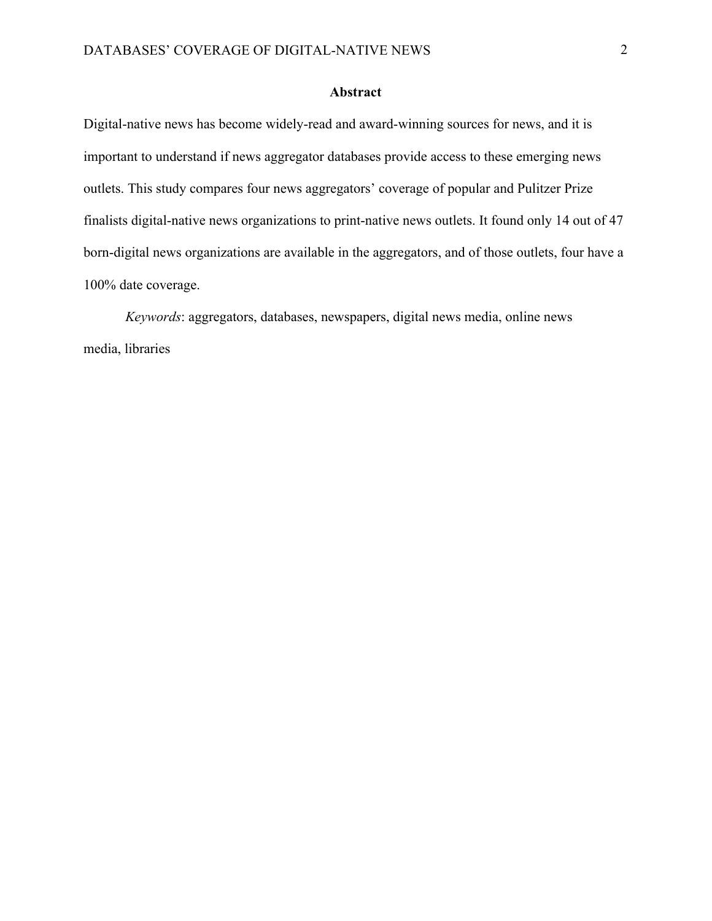## Abstract

Digital-native news has become widely-read and award-winning sources for news, and it is important to understand if news aggregator databases provide access to these emerging news outlets. This study compares four news aggregators' coverage of popular and Pulitzer Prize finalists digital-native news organizations to print-native news outlets. It found only 14 out of 47 born-digital news organizations are available in the aggregators, and of those outlets, four have a 100% date coverage.

*Keywords*: aggregators, databases, newspapers, digital news media, online news media, libraries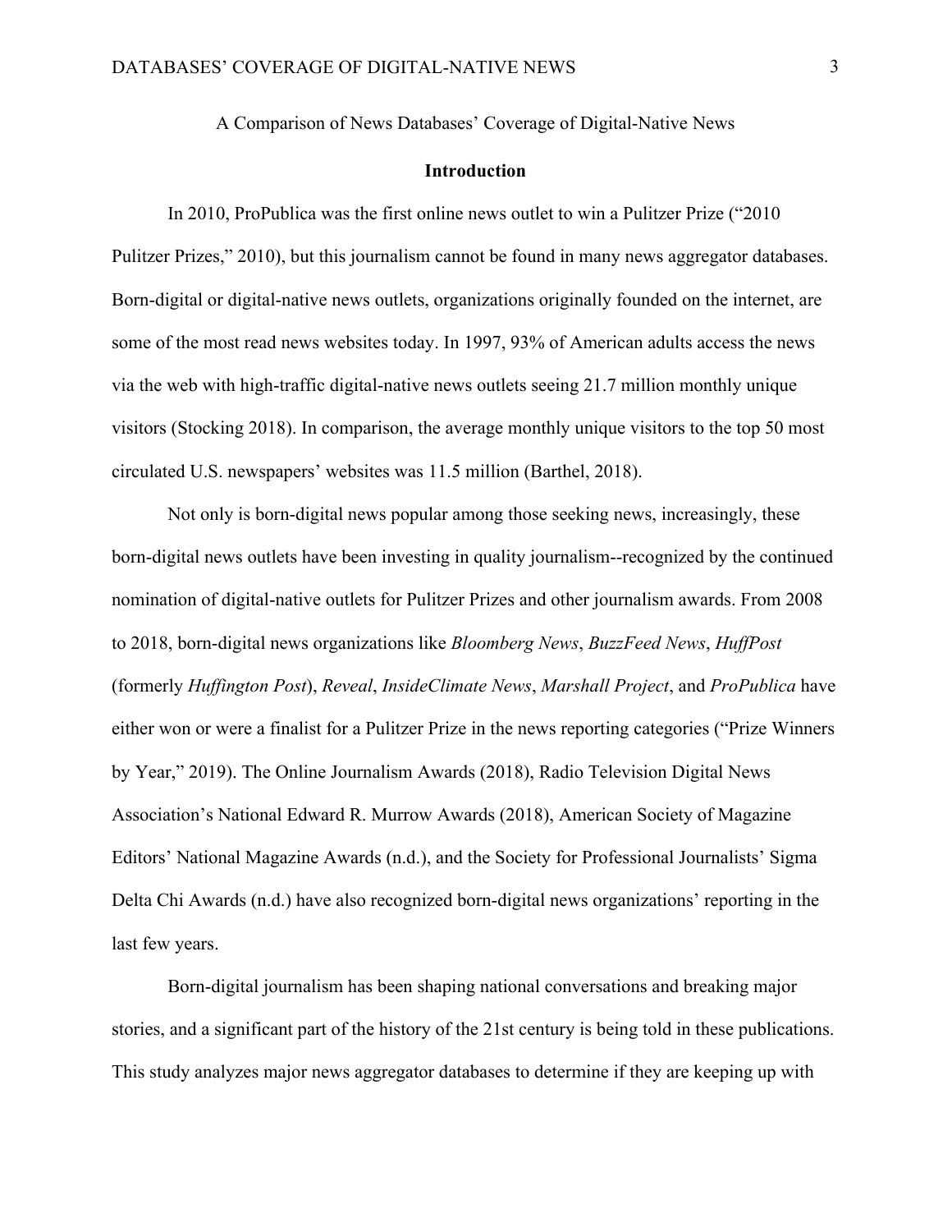A Comparison of News Databases' Coverage of Digital-Native News

## Introduction

In 2010, ProPublica was the first online news outlet to win a Pulitzer Prize ("2010 Pulitzer Prizes," 2010), but this journalism cannot be found in many news aggregator databases. Born-digital or digital-native news outlets, organizations originally founded on the internet, are some of the most read news websites today. In 1997, 93% of American adults access the news via the web with high-traffic digital-native news outlets seeing 21.7 million monthly unique visitors (Stocking 2018). In comparison, the average monthly unique visitors to the top 50 most circulated U.S. newspapers' websites was 11.5 million (Barthel, 2018).

Not only is born-digital news popular among those seeking news, increasingly, these born-digital news outlets have been investing in quality journalism--recognized by the continued nomination of digital-native outlets for Pulitzer Prizes and other journalism awards. From 2008 to 2018, born-digital news organizations like *Bloomberg News*, *BuzzFeed News*, *HuffPost* (formerly *Huffington Post*), *Reveal*, *InsideClimate News*, *Marshall Project*, and *ProPublica* have either won or were a finalist for a Pulitzer Prize in the news reporting categories ("Prize Winners by Year," 2019). The Online Journalism Awards (2018), Radio Television Digital News Association's National Edward R. Murrow Awards (2018), American Society of Magazine Editors' National Magazine Awards (n.d.), and the Society for Professional Journalists' Sigma Delta Chi Awards (n.d.) have also recognized born-digital news organizations' reporting in the last few years.

Born-digital journalism has been shaping national conversations and breaking major stories, and a significant part of the history of the 21st century is being told in these publications. This study analyzes major news aggregator databases to determine if they are keeping up with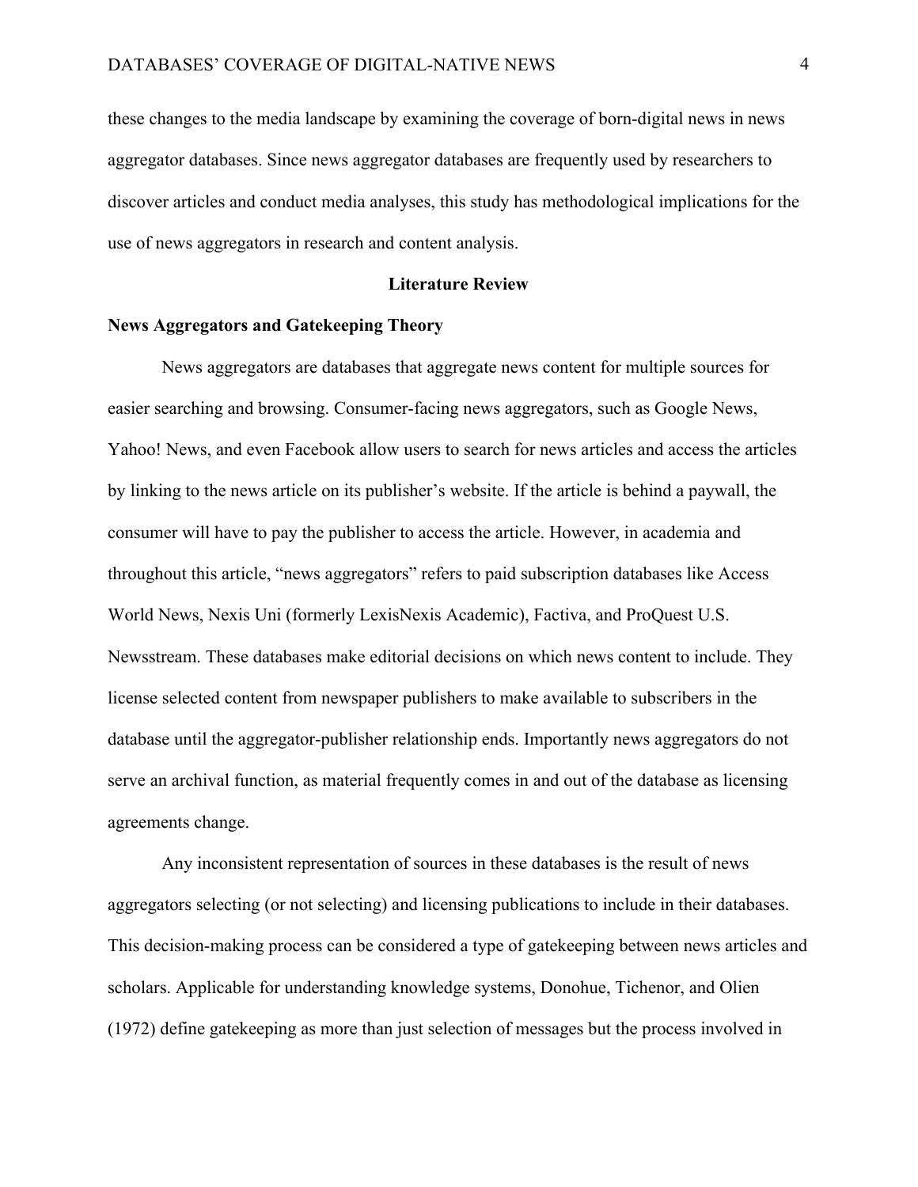these changes to the media landscape by examining the coverage of born-digital news in news aggregator databases. Since news aggregator databases are frequently used by researchers to discover articles and conduct media analyses, this study has methodological implications for the use of news aggregators in research and content analysis.

## Literature Review

### News Aggregators and Gatekeeping Theory

News aggregators are databases that aggregate news content for multiple sources for easier searching and browsing. Consumer-facing news aggregators, such as Google News, Yahoo! News, and even Facebook allow users to search for news articles and access the articles by linking to the news article on its publisher's website. If the article is behind a paywall, the consumer will have to pay the publisher to access the article. However, in academia and throughout this article, "news aggregators" refers to paid subscription databases like Access World News, Nexis Uni (formerly LexisNexis Academic), Factiva, and ProQuest U.S. Newsstream. These databases make editorial decisions on which news content to include. They license selected content from newspaper publishers to make available to subscribers in the database until the aggregator-publisher relationship ends. Importantly news aggregators do not serve an archival function, as material frequently comes in and out of the database as licensing agreements change.

Any inconsistent representation of sources in these databases is the result of news aggregators selecting (or not selecting) and licensing publications to include in their databases. This decision-making process can be considered a type of gatekeeping between news articles and scholars. Applicable for understanding knowledge systems, Donohue, Tichenor, and Olien (1972) define gatekeeping as more than just selection of messages but the process involved in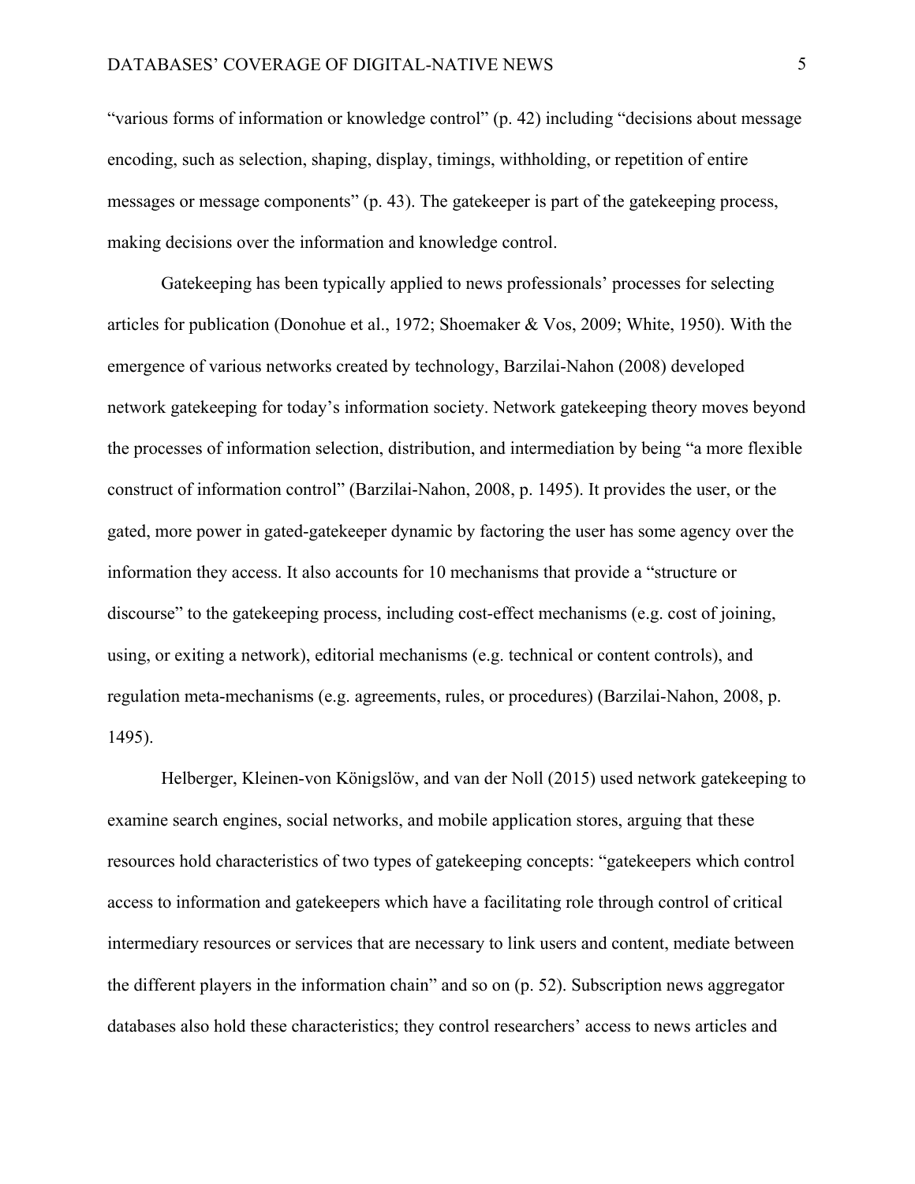"various forms of information or knowledge control" (p. 42) including "decisions about message encoding, such as selection, shaping, display, timings, withholding, or repetition of entire messages or message components" (p. 43). The gatekeeper is part of the gatekeeping process, making decisions over the information and knowledge control.

Gatekeeping has been typically applied to news professionals' processes for selecting articles for publication (Donohue et al., 1972; Shoemaker & Vos, 2009; White, 1950). With the emergence of various networks created by technology, Barzilai-Nahon (2008) developed network gatekeeping for today's information society. Network gatekeeping theory moves beyond the processes of information selection, distribution, and intermediation by being "a more flexible construct of information control" (Barzilai-Nahon, 2008, p. 1495). It provides the user, or the gated, more power in gated-gatekeeper dynamic by factoring the user has some agency over the information they access. It also accounts for 10 mechanisms that provide a "structure or discourse" to the gatekeeping process, including cost-effect mechanisms (e.g. cost of joining, using, or exiting a network), editorial mechanisms (e.g. technical or content controls), and regulation meta-mechanisms (e.g. agreements, rules, or procedures) (Barzilai-Nahon, 2008, p. 1495).

Helberger, Kleinen-von Königslöw, and van der Noll (2015) used network gatekeeping to examine search engines, social networks, and mobile application stores, arguing that these resources hold characteristics of two types of gatekeeping concepts: "gatekeepers which control access to information and gatekeepers which have a facilitating role through control of critical intermediary resources or services that are necessary to link users and content, mediate between the different players in the information chain" and so on (p. 52). Subscription news aggregator databases also hold these characteristics; they control researchers' access to news articles and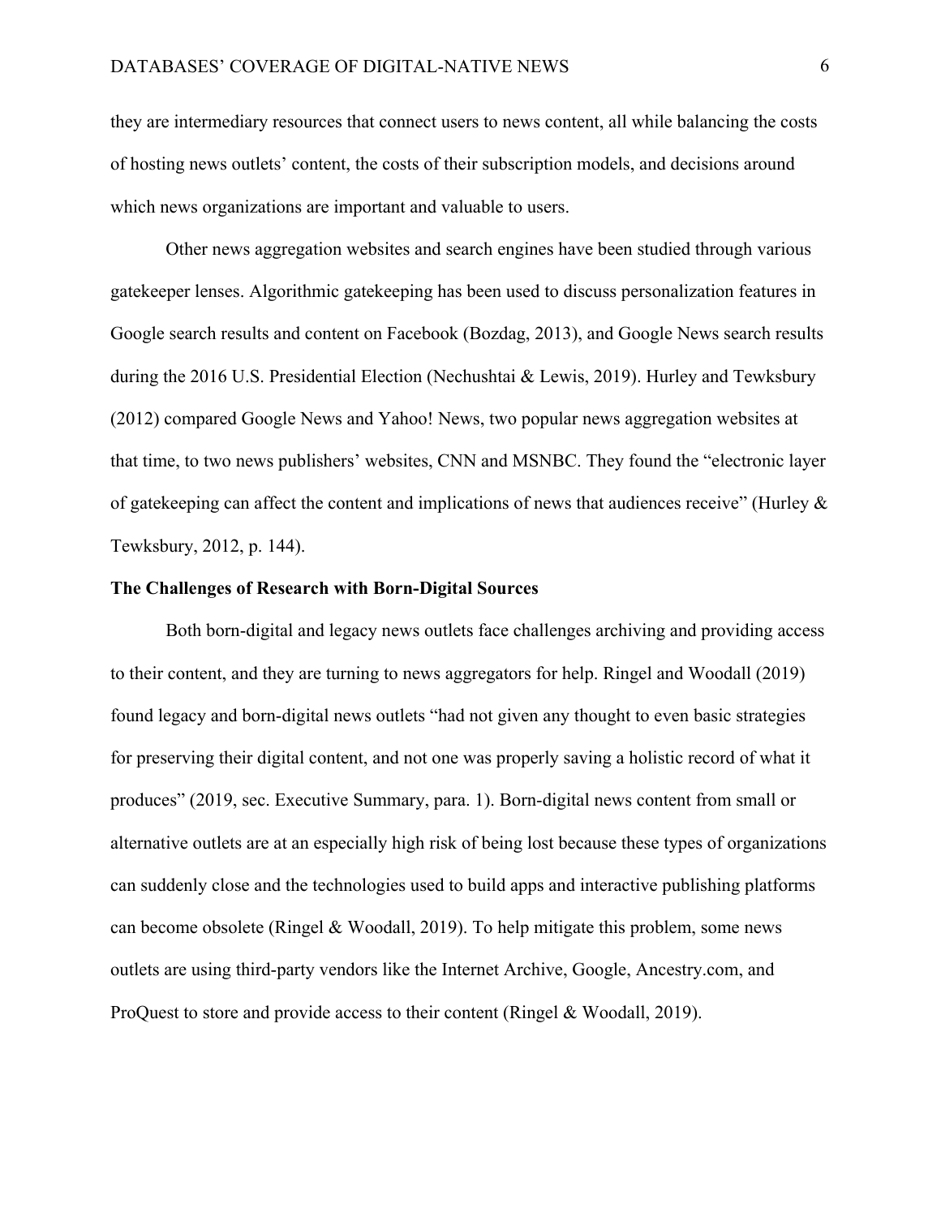they are intermediary resources that connect users to news content, all while balancing the costs of hosting news outlets' content, the costs of their subscription models, and decisions around which news organizations are important and valuable to users.

Other news aggregation websites and search engines have been studied through various gatekeeper lenses. Algorithmic gatekeeping has been used to discuss personalization features in Google search results and content on Facebook (Bozdag, 2013), and Google News search results during the 2016 U.S. Presidential Election (Nechushtai & Lewis, 2019). Hurley and Tewksbury (2012) compared Google News and Yahoo! News, two popular news aggregation websites at that time, to two news publishers' websites, CNN and MSNBC. They found the "electronic layer of gatekeeping can affect the content and implications of news that audiences receive" (Hurley & Tewksbury, 2012, p. 144).

### The Challenges of Research with Born-Digital Sources

Both born-digital and legacy news outlets face challenges archiving and providing access to their content, and they are turning to news aggregators for help. Ringel and Woodall (2019) found legacy and born-digital news outlets "had not given any thought to even basic strategies for preserving their digital content, and not one was properly saving a holistic record of what it produces" (2019, sec. Executive Summary, para. 1). Born-digital news content from small or alternative outlets are at an especially high risk of being lost because these types of organizations can suddenly close and the technologies used to build apps and interactive publishing platforms can become obsolete (Ringel & Woodall, 2019). To help mitigate this problem, some news outlets are using third-party vendors like the Internet Archive, Google, Ancestry.com, and ProQuest to store and provide access to their content (Ringel & Woodall, 2019).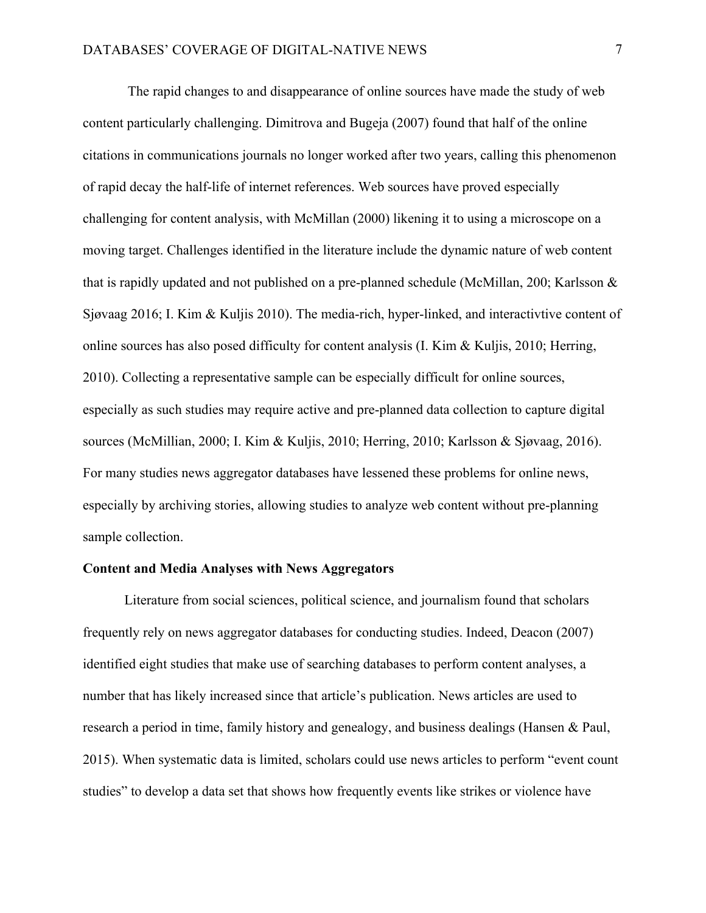The rapid changes to and disappearance of online sources have made the study of web content particularly challenging. Dimitrova and Bugeja (2007) found that half of the online citations in communications journals no longer worked after two years, calling this phenomenon of rapid decay the half-life of internet references. Web sources have proved especially challenging for content analysis, with McMillan (2000) likening it to using a microscope on a moving target. Challenges identified in the literature include the dynamic nature of web content that is rapidly updated and not published on a pre-planned schedule (McMillan, 200; Karlsson & Sjøvaag 2016; I. Kim & Kuljis 2010). The media-rich, hyper-linked, and interactivtive content of online sources has also posed difficulty for content analysis (I. Kim & Kuljis, 2010; Herring, 2010). Collecting a representative sample can be especially difficult for online sources, especially as such studies may require active and pre-planned data collection to capture digital sources (McMillian, 2000; I. Kim & Kuljis, 2010; Herring, 2010; Karlsson & Sjøvaag, 2016). For many studies news aggregator databases have lessened these problems for online news, especially by archiving stories, allowing studies to analyze web content without pre-planning sample collection.

**Content and Media Analyses with News Aggregators**

Literature from social sciences, political science, and journalism found that scholars frequently rely on news aggregator databases for conducting studies. Indeed, Deacon (2007) identified eight studies that make use of searching databases to perform content analyses, a number that has likely increased since that article's publication. News articles are used to research a period in time, family history and genealogy, and business dealings (Hansen & Paul, 2015). When systematic data is limited, scholars could use news articles to perform "event count studies" to develop a data set that shows how frequently events like strikes or violence have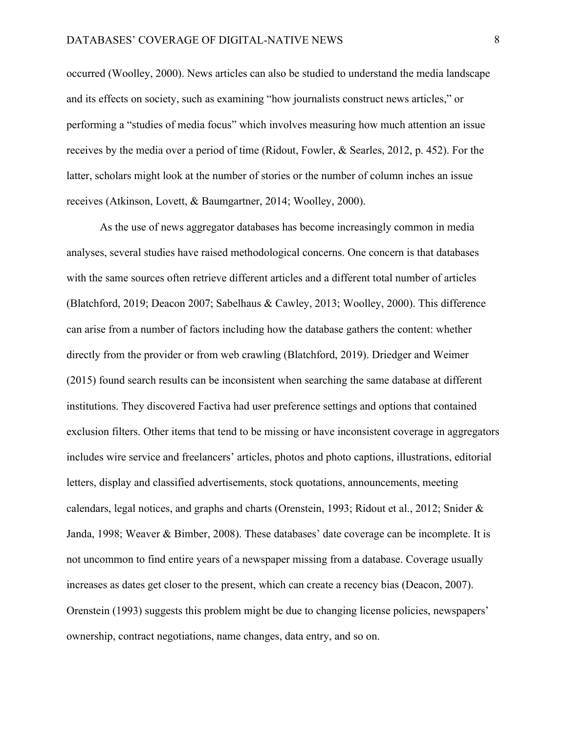occurred (Woolley, 2000). News articles can also be studied to understand the media landscape and its effects on society, such as examining "how journalists construct news articles," or performing a "studies of media focus" which involves measuring how much attention an issue receives by the media over a period of time (Ridout, Fowler, & Searles, 2012, p. 452). For the latter, scholars might look at the number of stories or the number of column inches an issue receives (Atkinson, Lovett, & Baumgartner, 2014; Woolley, 2000).

As the use of news aggregator databases has become increasingly common in media analyses, several studies have raised methodological concerns. One concern is that databases with the same sources often retrieve different articles and a different total number of articles (Blatchford, 2019; Deacon 2007; Sabelhaus & Cawley, 2013; Woolley, 2000). This difference can arise from a number of factors including how the database gathers the content: whether directly from the provider or from web crawling (Blatchford, 2019). Driedger and Weimer (2015) found search results can be inconsistent when searching the same database at different institutions. They discovered Factiva had user preference settings and options that contained exclusion filters. Other items that tend to be missing or have inconsistent coverage in aggregators includes wire service and freelancers' articles, photos and photo captions, illustrations, editorial letters, display and classified advertisements, stock quotations, announcements, meeting calendars, legal notices, and graphs and charts (Orenstein, 1993; Ridout et al., 2012; Snider & Janda, 1998; Weaver & Bimber, 2008). These databases' date coverage can be incomplete. It is not uncommon to find entire years of a newspaper missing from a database. Coverage usually increases as dates get closer to the present, which can create a recency bias (Deacon, 2007). Orenstein (1993) suggests this problem might be due to changing license policies, newspapers' ownership, contract negotiations, name changes, data entry, and so on.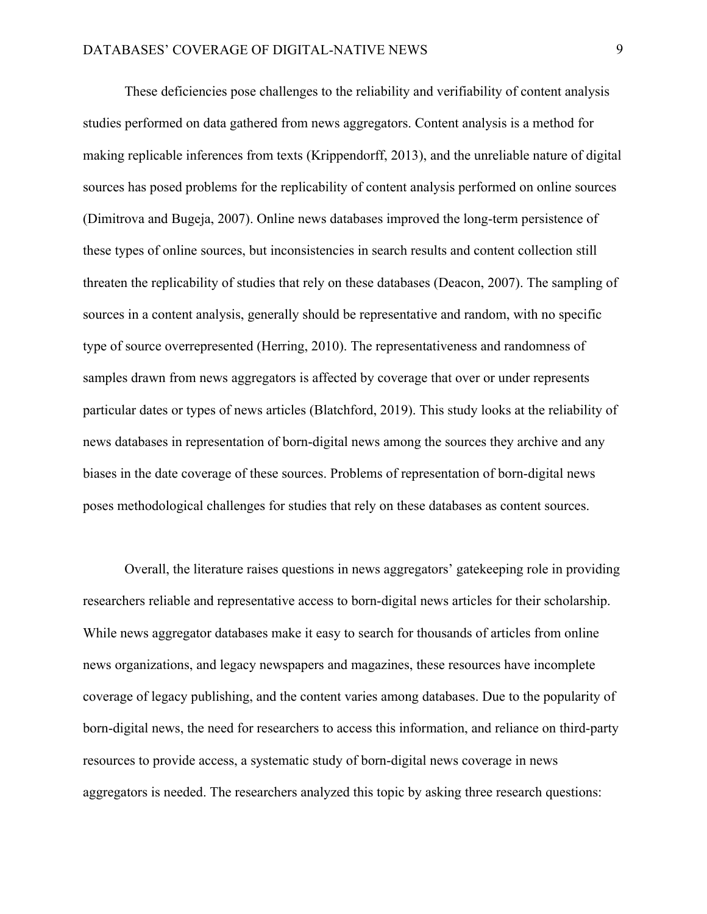These deficiencies pose challenges to the reliability and verifiability of content analysis studies performed on data gathered from news aggregators. Content analysis is a method for making replicable inferences from texts (Krippendorff, 2013), and the unreliable nature of digital sources has posed problems for the replicability of content analysis performed on online sources (Dimitrova and Bugeja, 2007). Online news databases improved the long-term persistence of these types of online sources, but inconsistencies in search results and content collection still threaten the replicability of studies that rely on these databases (Deacon, 2007). The sampling of sources in a content analysis, generally should be representative and random, with no specific type of source overrepresented (Herring, 2010). The representativeness and randomness of samples drawn from news aggregators is affected by coverage that over or under represents particular dates or types of news articles (Blatchford, 2019). This study looks at the reliability of news databases in representation of born-digital news among the sources they archive and any biases in the date coverage of these sources. Problems of representation of born-digital news poses methodological challenges for studies that rely on these databases as content sources.

Overall, the literature raises questions in news aggregators' gatekeeping role in providing researchers reliable and representative access to born-digital news articles for their scholarship. While news aggregator databases make it easy to search for thousands of articles from online news organizations, and legacy newspapers and magazines, these resources have incomplete coverage of legacy publishing, and the content varies among databases. Due to the popularity of born-digital news, the need for researchers to access this information, and reliance on third-party resources to provide access, a systematic study of born-digital news coverage in news aggregators is needed. The researchers analyzed this topic by asking three research questions: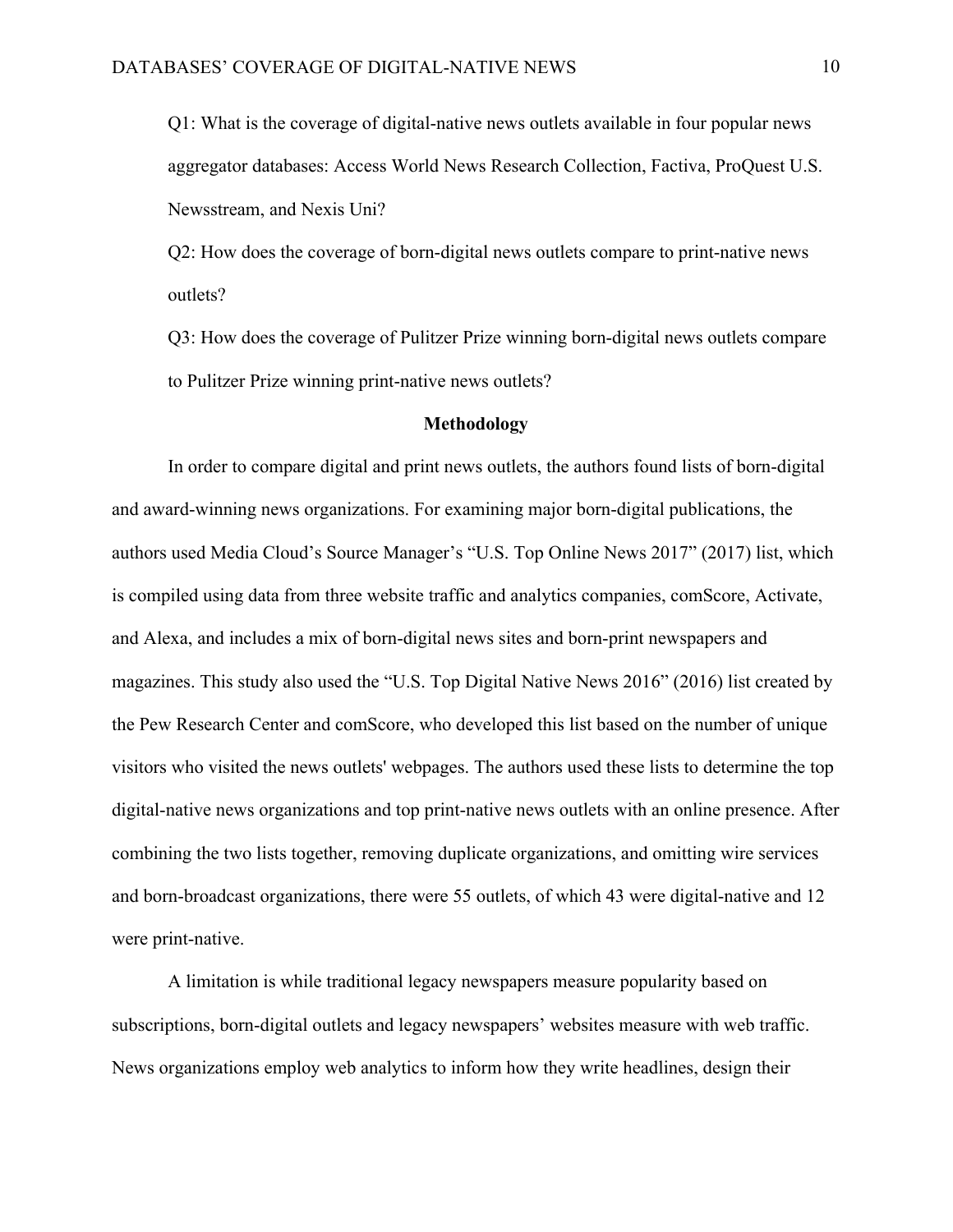Q1: What is the coverage of digital-native news outlets available in four popular news aggregator databases: Access World News Research Collection, Factiva, ProQuest U.S. Newsstream, and Nexis Uni?

Q2: How does the coverage of born-digital news outlets compare to print-native news outlets?

Q3: How does the coverage of Pulitzer Prize winning born-digital news outlets compare to Pulitzer Prize winning print-native news outlets?

## Methodology

In order to compare digital and print news outlets, the authors found lists of born-digital and award-winning news organizations. For examining major born-digital publications, the authors used Media Cloud's Source Manager's "U.S. Top Online News 2017" (2017) list, which is compiled using data from three website traffic and analytics companies, comScore, Activate, and Alexa, and includes a mix of born-digital news sites and born-print newspapers and magazines. This study also used the "U.S. Top Digital Native News 2016" (2016) list created by the Pew Research Center and comScore, who developed this list based on the number of unique visitors who visited the news outlets' webpages. The authors used these lists to determine the top digital-native news organizations and top print-native news outlets with an online presence. After combining the two lists together, removing duplicate organizations, and omitting wire services and born-broadcast organizations, there were 55 outlets, of which 43 were digital-native and 12 were print-native.

A limitation is while traditional legacy newspapers measure popularity based on subscriptions, born-digital outlets and legacy newspapers' websites measure with web traffic. News organizations employ web analytics to inform how they write headlines, design their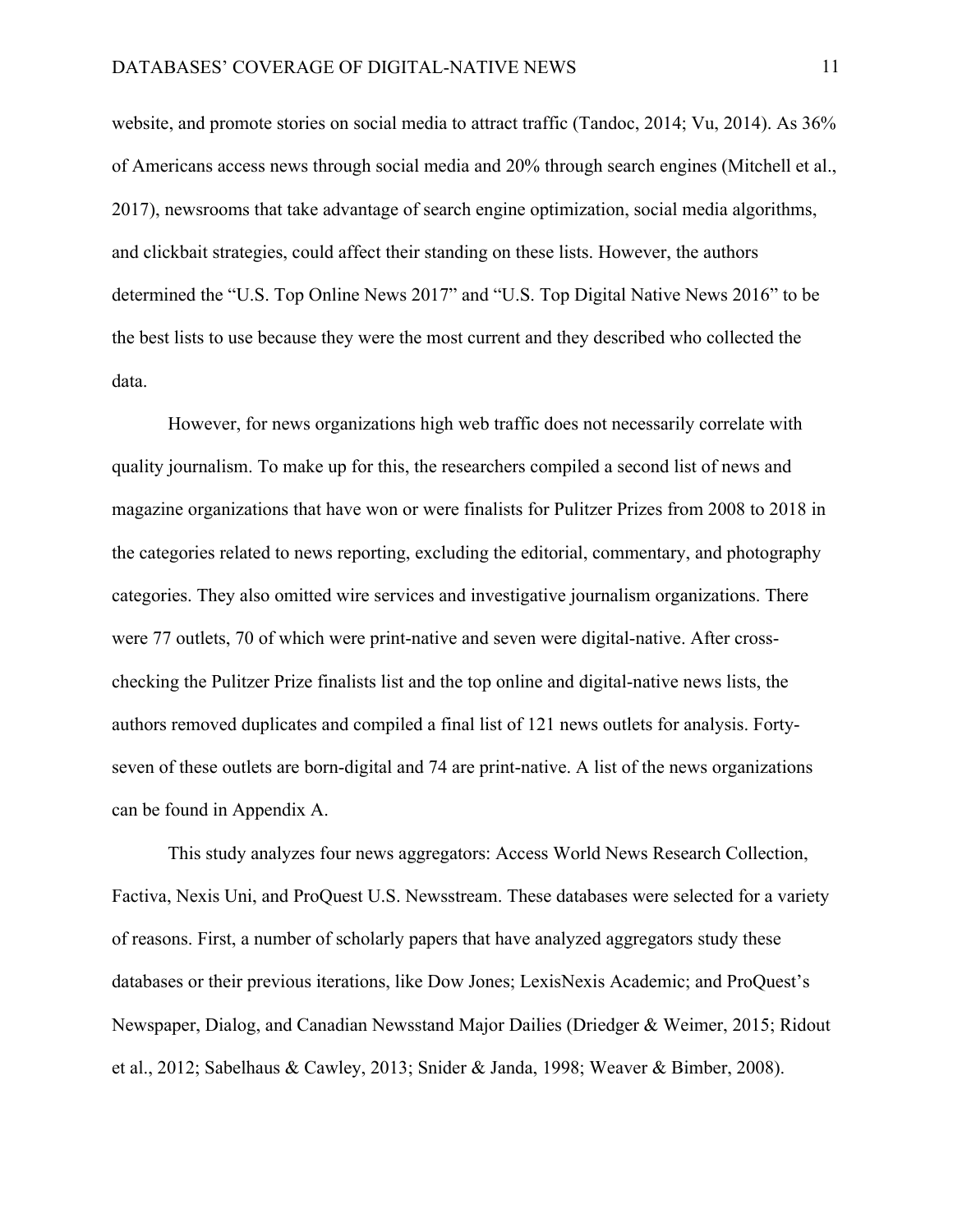website, and promote stories on social media to attract traffic (Tandoc, 2014; Vu, 2014). As 36% of Americans access news through social media and 20% through search engines (Mitchell et al., 2017), newsrooms that take advantage of search engine optimization, social media algorithms, and clickbait strategies, could affect their standing on these lists. However, the authors determined the "U.S. Top Online News 2017" and "U.S. Top Digital Native News 2016" to be the best lists to use because they were the most current and they described who collected the data.

However, for news organizations high web traffic does not necessarily correlate with quality journalism. To make up for this, the researchers compiled a second list of news and magazine organizations that have won or were finalists for Pulitzer Prizes from 2008 to 2018 in the categories related to news reporting, excluding the editorial, commentary, and photography categories. They also omitted wire services and investigative journalism organizations. There were 77 outlets, 70 of which were print-native and seven were digital-native. After cross-checking the Pulitzer Prize finalists list and the top online and digital-native news lists, the authors removed duplicates and compiled a final list of 121 news outlets for analysis. Forty-seven of these outlets are born-digital and 74 are print-native. A list of the news organizations can be found in Appendix A.

This study analyzes four news aggregators: Access World News Research Collection, Factiva, Nexis Uni, and ProQuest U.S. Newsstream. These databases were selected for a variety of reasons. First, a number of scholarly papers that have analyzed aggregators study these databases or their previous iterations, like Dow Jones; LexisNexis Academic; and ProQuest's Newspaper, Dialog, and Canadian Newsstand Major Dailies (Driedger & Weimer, 2015; Ridout et al., 2012; Sabelhaus & Cawley, 2013; Snider & Janda, 1998; Weaver & Bimber, 2008).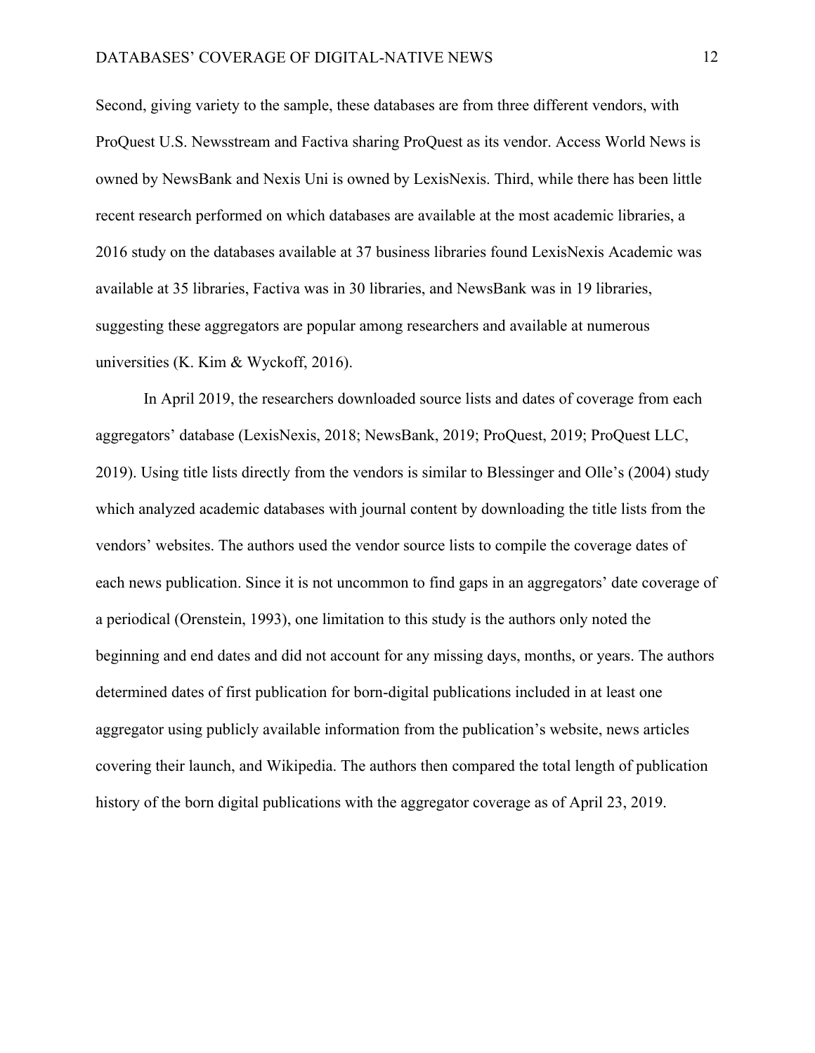Second, giving variety to the sample, these databases are from three different vendors, with ProQuest U.S. Newsstream and Factiva sharing ProQuest as its vendor. Access World News is owned by NewsBank and Nexis Uni is owned by LexisNexis. Third, while there has been little recent research performed on which databases are available at the most academic libraries, a 2016 study on the databases available at 37 business libraries found LexisNexis Academic was available at 35 libraries, Factiva was in 30 libraries, and NewsBank was in 19 libraries, suggesting these aggregators are popular among researchers and available at numerous universities (K. Kim & Wyckoff, 2016).

In April 2019, the researchers downloaded source lists and dates of coverage from each aggregators' database (LexisNexis, 2018; NewsBank, 2019; ProQuest, 2019; ProQuest LLC, 2019). Using title lists directly from the vendors is similar to Blessinger and Olle's (2004) study which analyzed academic databases with journal content by downloading the title lists from the vendors' websites. The authors used the vendor source lists to compile the coverage dates of each news publication. Since it is not uncommon to find gaps in an aggregators' date coverage of a periodical (Orenstein, 1993), one limitation to this study is the authors only noted the beginning and end dates and did not account for any missing days, months, or years. The authors determined dates of first publication for born-digital publications included in at least one aggregator using publicly available information from the publication's website, news articles covering their launch, and Wikipedia. The authors then compared the total length of publication history of the born digital publications with the aggregator coverage as of April 23, 2019.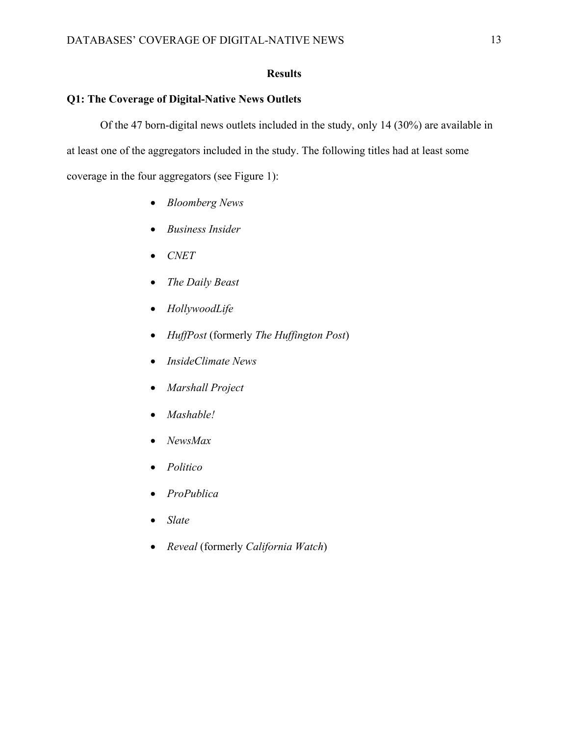# Results

## Q1: The Coverage of Digital-Native News Outlets

Of the 47 born-digital news outlets included in the study, only 14 (30%) are available in at least one of the aggregators included in the study. The following titles had at least some coverage in the four aggregators (see Figure 1):

- *Bloomberg News*
- *Business Insider*
- *CNET*
- *The Daily Beast*
- *HollywoodLife*
- *HuffPost* (formerly *The Huffington Post*)
- *InsideClimate News*
- *Marshall Project*
- *Mashable!*
- *NewsMax*
- *Politico*
- *ProPublica*
- *Slate*
- *Reveal* (formerly *California Watch*)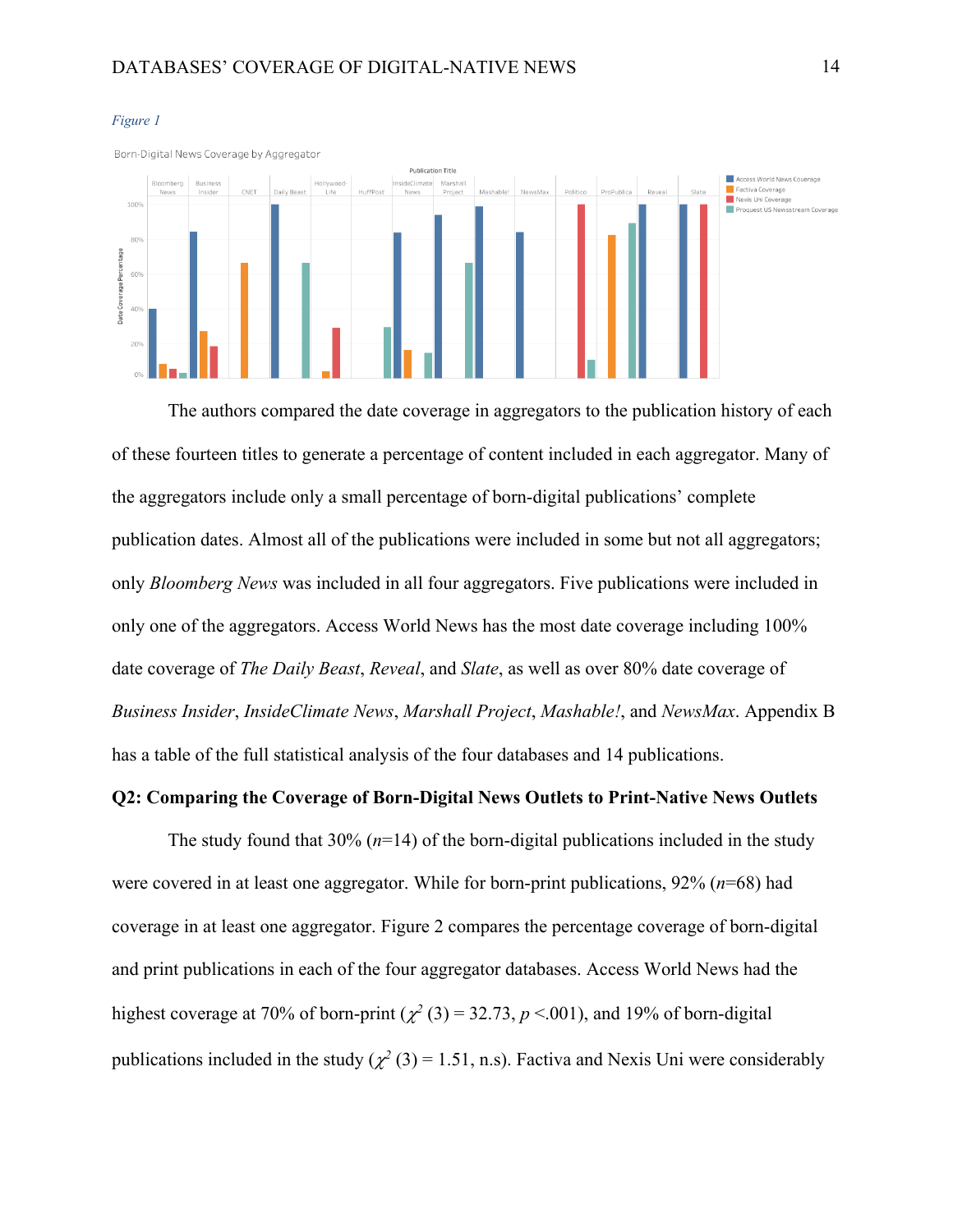*Figure 1*

The authors compared the date coverage in aggregators to the publication history of each of these fourteen titles to generate a percentage of content included in each aggregator. Many of the aggregators include only a small percentage of born-digital publications' complete publication dates. Almost all of the publications were included in some but not all aggregators; only *Bloomberg News* was included in all four aggregators. Five publications were included in only one of the aggregators. Access World News has the most date coverage including 100% date coverage of *The Daily Beast*, *Reveal*, and *Slate*, as well as over 80% date coverage of *Business Insider*, *InsideClimate News*, *Marshall Project*, *Mashable!*, and *NewsMax*. Appendix B has a table of the full statistical analysis of the four databases and 14 publications.

**Q2: Comparing the Coverage of Born-Digital News Outlets to Print-Native News Outlets**

The study found that 30% ($n$=14) of the born-digital publications included in the study were covered in at least one aggregator. While for born-print publications, 92% ($n$=68) had coverage in at least one aggregator. Figure 2 compares the percentage coverage of born-digital and print publications in each of the four aggregator databases. Access World News had the highest coverage at 70% of born-print ($\chi^2$ (3) = 32.73, $p$ <.001), and 19% of born-digital publications included in the study ($\chi^2$ (3) = 1.51, n.s). Factiva and Nexis Uni were considerably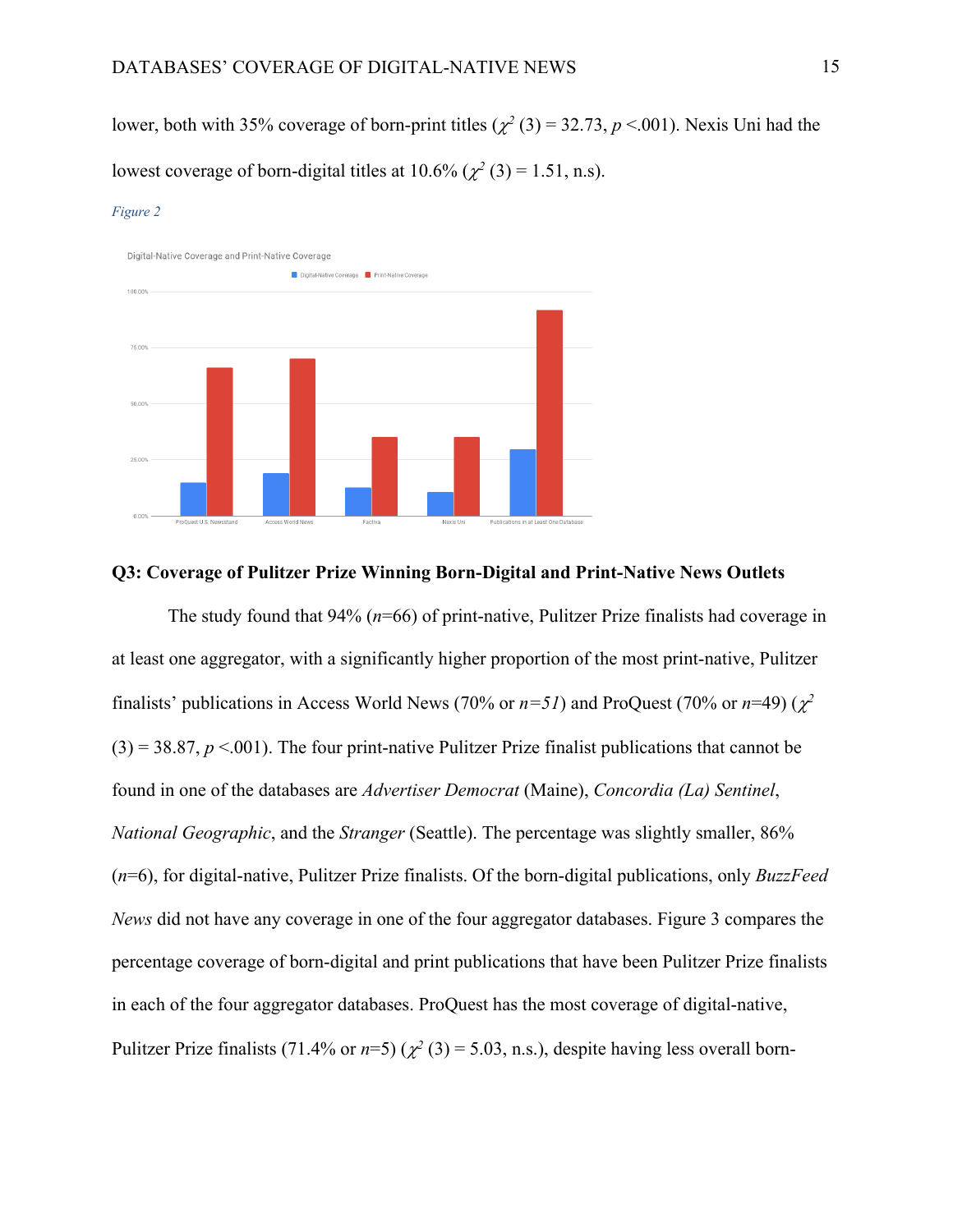lower, both with 35% coverage of born-print titles ($\chi^2$ (3) = 32.73, $p$ <.001). Nexis Uni had the lowest coverage of born-digital titles at 10.6% ($\chi^2$ (3) = 1.51, n.s).

*Figure 2*

### Q3: Coverage of Pulitzer Prize Winning Born-Digital and Print-Native News Outlets

The study found that 94% ($n$=66) of print-native, Pulitzer Prize finalists had coverage in at least one aggregator, with a significantly higher proportion of the most print-native, Pulitzer finalists' publications in Access World News (70% or $n$=51) and ProQuest (70% or $n$=49) ($\chi^2$ (3) = 38.87, $p$ <.001). The four print-native Pulitzer Prize finalist publications that cannot be found in one of the databases are *Advertiser Democrat* (Maine), *Concordia (La) Sentinel*, *National Geographic*, and the *Stranger* (Seattle). The percentage was slightly smaller, 86% ($n$=6), for digital-native, Pulitzer Prize finalists. Of the born-digital publications, only *BuzzFeed News* did not have any coverage in one of the four aggregator databases. Figure 3 compares the percentage coverage of born-digital and print publications that have been Pulitzer Prize finalists in each of the four aggregator databases. ProQuest has the most coverage of digital-native, Pulitzer Prize finalists (71.4% or $n$=5) ($\chi^2$ (3) = 5.03, n.s.), despite having less overall born-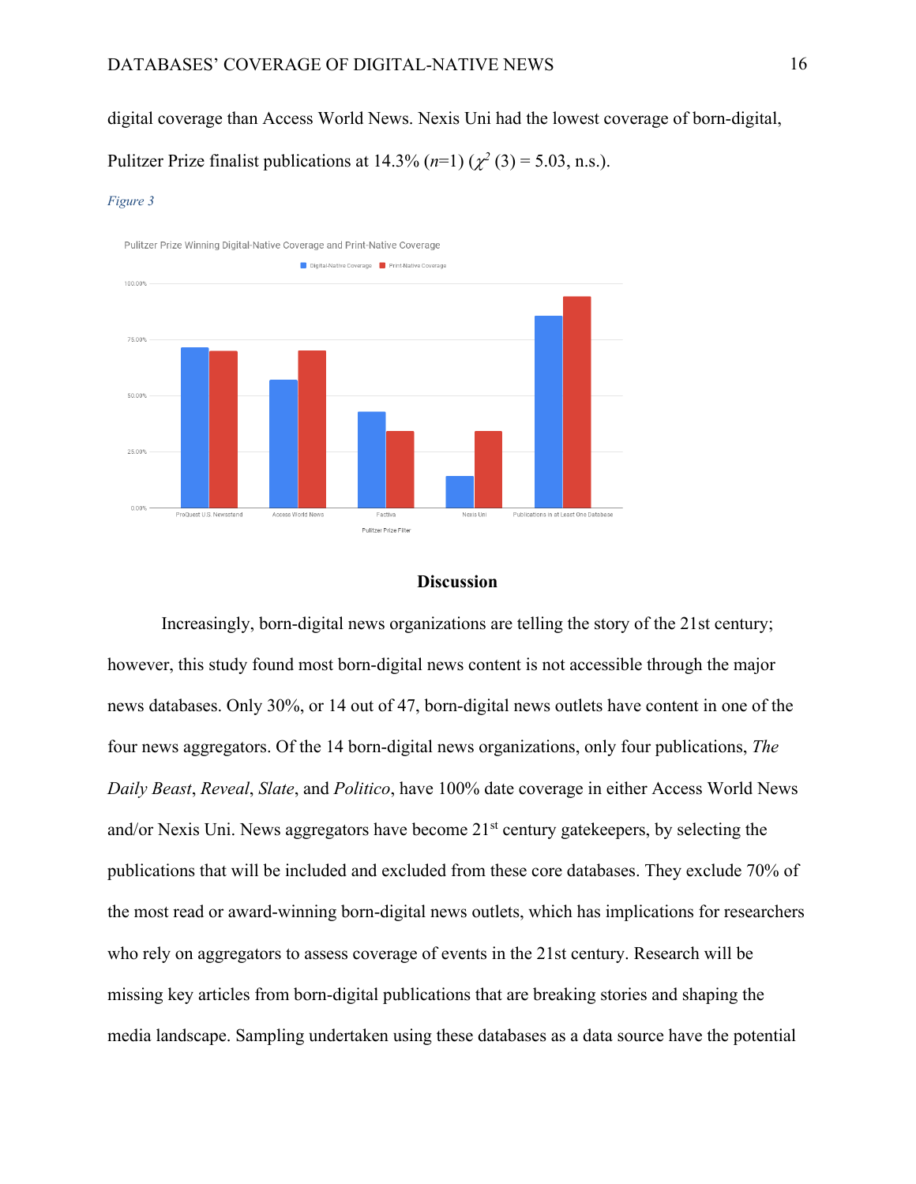digital coverage than Access World News. Nexis Uni had the lowest coverage of born-digital, Pulitzer Prize finalist publications at 14.3% (*n*=1) ($\chi^2$ (3) = 5.03, n.s.).

*Figure 3*

## Discussion

Increasingly, born-digital news organizations are telling the story of the 21st century; however, this study found most born-digital news content is not accessible through the major news databases. Only 30%, or 14 out of 47, born-digital news outlets have content in one of the four news aggregators. Of the 14 born-digital news organizations, only four publications, *The Daily Beast*, *Reveal*, *Slate*, and *Politico*, have 100% date coverage in either Access World News and/or Nexis Uni. News aggregators have become 21st century gatekeepers, by selecting the publications that will be included and excluded from these core databases. They exclude 70% of the most read or award-winning born-digital news outlets, which has implications for researchers who rely on aggregators to assess coverage of events in the 21st century. Research will be missing key articles from born-digital publications that are breaking stories and shaping the media landscape. Sampling undertaken using these databases as a data source have the potential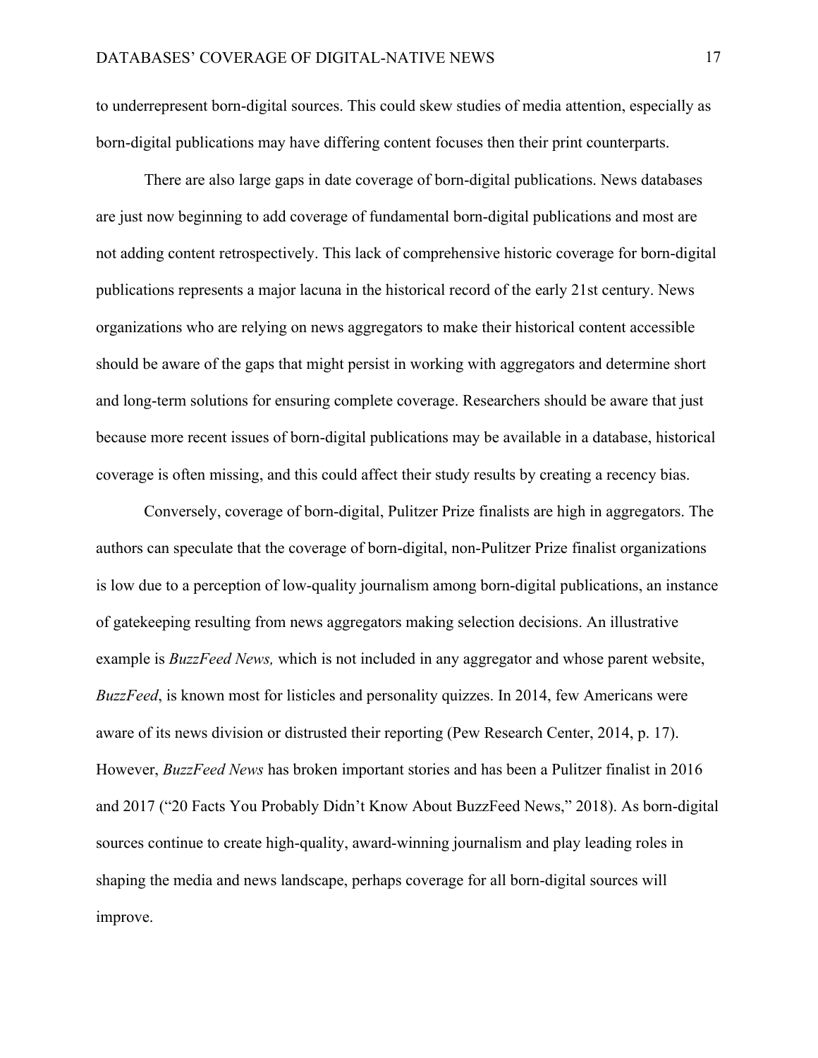to underrepresent born-digital sources. This could skew studies of media attention, especially as born-digital publications may have differing content focuses then their print counterparts.

There are also large gaps in date coverage of born-digital publications. News databases are just now beginning to add coverage of fundamental born-digital publications and most are not adding content retrospectively. This lack of comprehensive historic coverage for born-digital publications represents a major lacuna in the historical record of the early 21st century. News organizations who are relying on news aggregators to make their historical content accessible should be aware of the gaps that might persist in working with aggregators and determine short and long-term solutions for ensuring complete coverage. Researchers should be aware that just because more recent issues of born-digital publications may be available in a database, historical coverage is often missing, and this could affect their study results by creating a recency bias.

Conversely, coverage of born-digital, Pulitzer Prize finalists are high in aggregators. The authors can speculate that the coverage of born-digital, non-Pulitzer Prize finalist organizations is low due to a perception of low-quality journalism among born-digital publications, an instance of gatekeeping resulting from news aggregators making selection decisions. An illustrative example is *BuzzFeed News,* which is not included in any aggregator and whose parent website, *BuzzFeed*, is known most for listicles and personality quizzes. In 2014, few Americans were aware of its news division or distrusted their reporting (Pew Research Center, 2014, p. 17). However, *BuzzFeed News* has broken important stories and has been a Pulitzer finalist in 2016 and 2017 ("20 Facts You Probably Didn't Know About BuzzFeed News," 2018). As born-digital sources continue to create high-quality, award-winning journalism and play leading roles in shaping the media and news landscape, perhaps coverage for all born-digital sources will improve.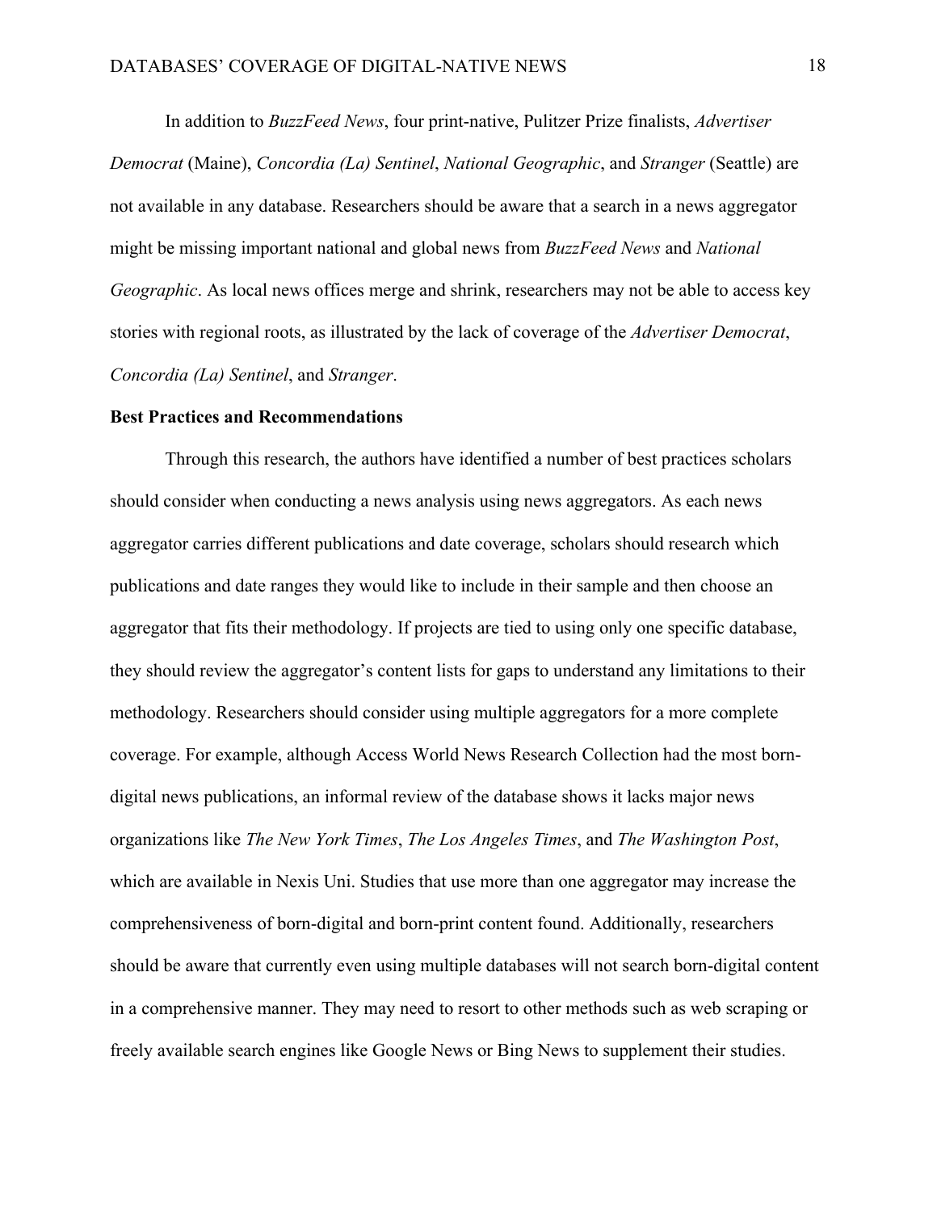In addition to *BuzzFeed News*, four print-native, Pulitzer Prize finalists, *Advertiser Democrat* (Maine), *Concordia (La) Sentinel*, *National Geographic*, and *Stranger* (Seattle) are not available in any database. Researchers should be aware that a search in a news aggregator might be missing important national and global news from *BuzzFeed News* and *National Geographic*. As local news offices merge and shrink, researchers may not be able to access key stories with regional roots, as illustrated by the lack of coverage of the *Advertiser Democrat*, *Concordia (La) Sentinel*, and *Stranger*.

## Best Practices and Recommendations

Through this research, the authors have identified a number of best practices scholars should consider when conducting a news analysis using news aggregators. As each news aggregator carries different publications and date coverage, scholars should research which publications and date ranges they would like to include in their sample and then choose an aggregator that fits their methodology. If projects are tied to using only one specific database, they should review the aggregator's content lists for gaps to understand any limitations to their methodology. Researchers should consider using multiple aggregators for a more complete coverage. For example, although Access World News Research Collection had the most born-digital news publications, an informal review of the database shows it lacks major news organizations like *The New York Times*, *The Los Angeles Times*, and *The Washington Post*, which are available in Nexis Uni. Studies that use more than one aggregator may increase the comprehensiveness of born-digital and born-print content found. Additionally, researchers should be aware that currently even using multiple databases will not search born-digital content in a comprehensive manner. They may need to resort to other methods such as web scraping or freely available search engines like Google News or Bing News to supplement their studies.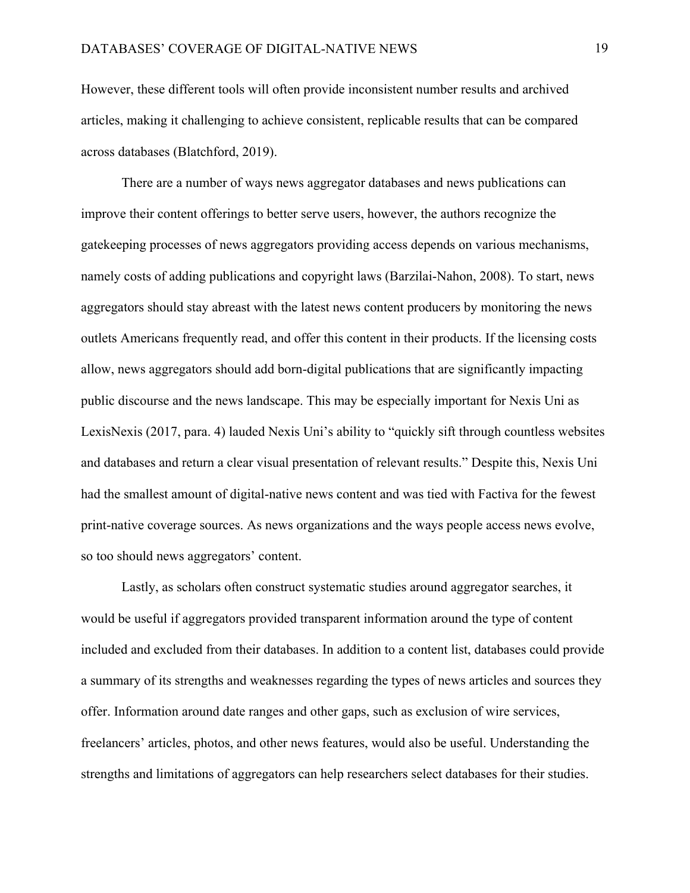However, these different tools will often provide inconsistent number results and archived articles, making it challenging to achieve consistent, replicable results that can be compared across databases (Blatchford, 2019).

There are a number of ways news aggregator databases and news publications can improve their content offerings to better serve users, however, the authors recognize the gatekeeping processes of news aggregators providing access depends on various mechanisms, namely costs of adding publications and copyright laws (Barzilai-Nahon, 2008). To start, news aggregators should stay abreast with the latest news content producers by monitoring the news outlets Americans frequently read, and offer this content in their products. If the licensing costs allow, news aggregators should add born-digital publications that are significantly impacting public discourse and the news landscape. This may be especially important for Nexis Uni as LexisNexis (2017, para. 4) lauded Nexis Uni's ability to "quickly sift through countless websites and databases and return a clear visual presentation of relevant results." Despite this, Nexis Uni had the smallest amount of digital-native news content and was tied with Factiva for the fewest print-native coverage sources. As news organizations and the ways people access news evolve, so too should news aggregators' content.

Lastly, as scholars often construct systematic studies around aggregator searches, it would be useful if aggregators provided transparent information around the type of content included and excluded from their databases. In addition to a content list, databases could provide a summary of its strengths and weaknesses regarding the types of news articles and sources they offer. Information around date ranges and other gaps, such as exclusion of wire services, freelancers' articles, photos, and other news features, would also be useful. Understanding the strengths and limitations of aggregators can help researchers select databases for their studies.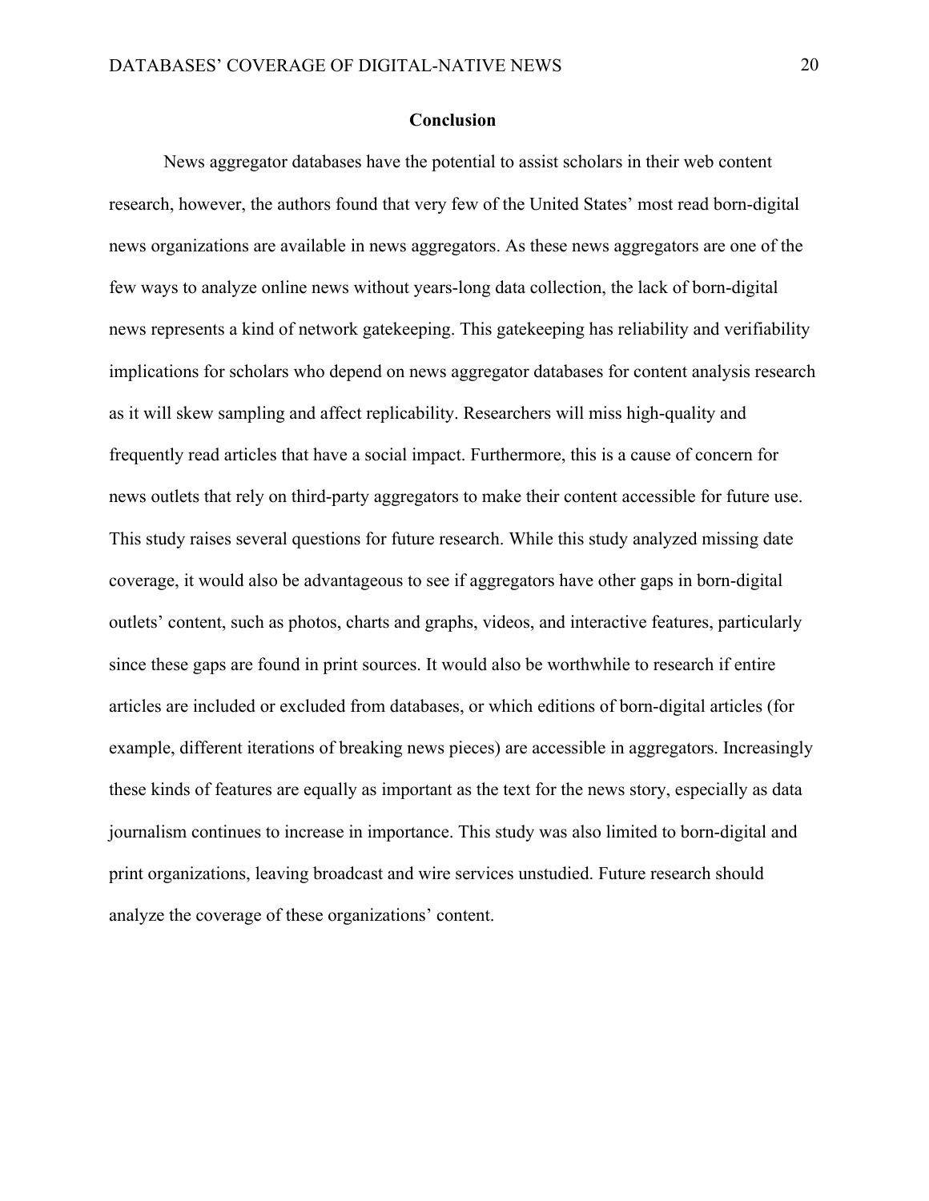## Conclusion

News aggregator databases have the potential to assist scholars in their web content research, however, the authors found that very few of the United States' most read born-digital news organizations are available in news aggregators. As these news aggregators are one of the few ways to analyze online news without years-long data collection, the lack of born-digital news represents a kind of network gatekeeping. This gatekeeping has reliability and verifiability implications for scholars who depend on news aggregator databases for content analysis research as it will skew sampling and affect replicability. Researchers will miss high-quality and frequently read articles that have a social impact. Furthermore, this is a cause of concern for news outlets that rely on third-party aggregators to make their content accessible for future use. This study raises several questions for future research. While this study analyzed missing date coverage, it would also be advantageous to see if aggregators have other gaps in born-digital outlets' content, such as photos, charts and graphs, videos, and interactive features, particularly since these gaps are found in print sources. It would also be worthwhile to research if entire articles are included or excluded from databases, or which editions of born-digital articles (for example, different iterations of breaking news pieces) are accessible in aggregators. Increasingly these kinds of features are equally as important as the text for the news story, especially as data journalism continues to increase in importance. This study was also limited to born-digital and print organizations, leaving broadcast and wire services unstudied. Future research should analyze the coverage of these organizations' content.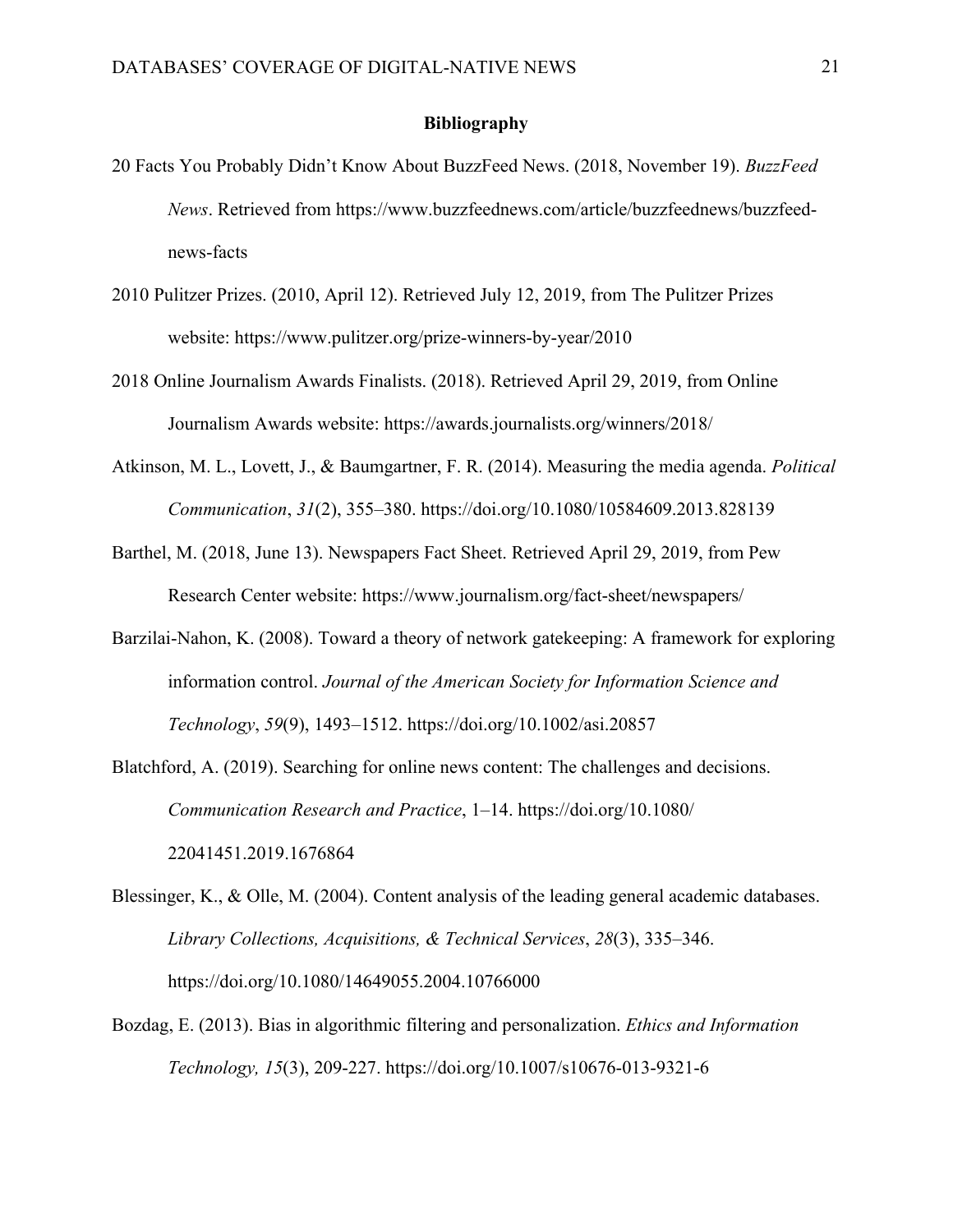## Bibliography

20 Facts You Probably Didn't Know About BuzzFeed News. (2018, November 19). *BuzzFeed News*. Retrieved from https://www.buzzfeednews.com/article/buzzfeednews/buzzfeed-news-facts

2010 Pulitzer Prizes. (2010, April 12). Retrieved July 12, 2019, from The Pulitzer Prizes website: https://www.pulitzer.org/prize-winners-by-year/2010

2018 Online Journalism Awards Finalists. (2018). Retrieved April 29, 2019, from Online Journalism Awards website: https://awards.journalists.org/winners/2018/

Atkinson, M. L., Lovett, J., & Baumgartner, F. R. (2014). Measuring the media agenda. *Political Communication*, *31*(2), 355–380. https://doi.org/10.1080/10584609.2013.828139

Barthel, M. (2018, June 13). Newspapers Fact Sheet. Retrieved April 29, 2019, from Pew Research Center website: https://www.journalism.org/fact-sheet/newspapers/

Barzilai-Nahon, K. (2008). Toward a theory of network gatekeeping: A framework for exploring information control. *Journal of the American Society for Information Science and Technology*, *59*(9), 1493–1512. https://doi.org/10.1002/asi.20857

Blatchford, A. (2019). Searching for online news content: The challenges and decisions. *Communication Research and Practice*, 1–14. https://doi.org/10.1080/22041451.2019.1676864

Blessinger, K., & Olle, M. (2004). Content analysis of the leading general academic databases. *Library Collections, Acquisitions, & Technical Services*, *28*(3), 335–346. https://doi.org/10.1080/14649055.2004.10766000

Bozdag, E. (2013). Bias in algorithmic filtering and personalization. *Ethics and Information Technology, 15*(3), 209-227. https://doi.org/10.1007/s10676-013-9321-6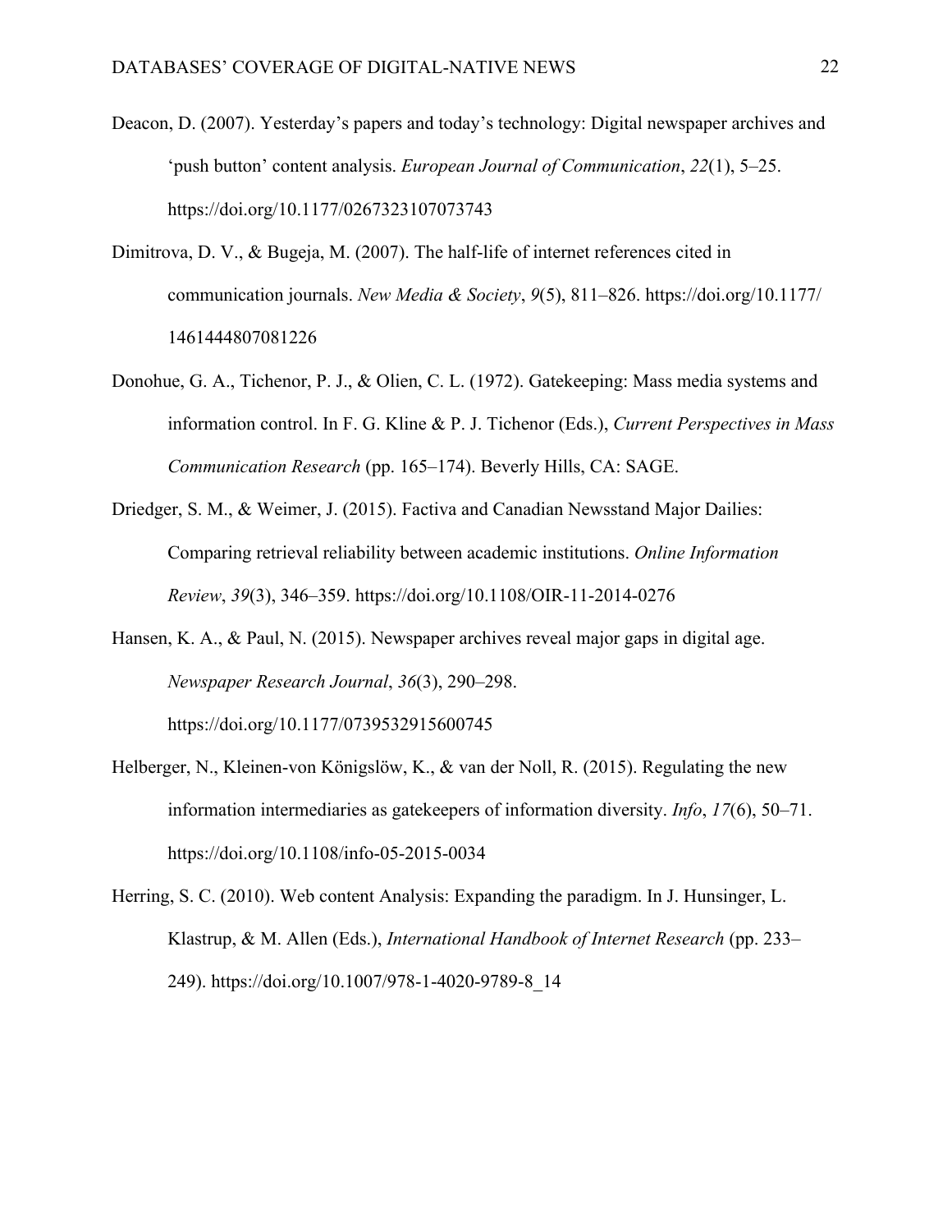Deacon, D. (2007). Yesterday's papers and today's technology: Digital newspaper archives and 'push button' content analysis. *European Journal of Communication*, *22*(1), 5–25. https://doi.org/10.1177/0267323107073743

Dimitrova, D. V., & Bugeja, M. (2007). The half-life of internet references cited in communication journals. *New Media & Society*, *9*(5), 811–826. https://doi.org/10.1177/1461444807081226

Donohue, G. A., Tichenor, P. J., & Olien, C. L. (1972). Gatekeeping: Mass media systems and information control. In F. G. Kline & P. J. Tichenor (Eds.), *Current Perspectives in Mass Communication Research* (pp. 165–174). Beverly Hills, CA: SAGE.

Driedger, S. M., & Weimer, J. (2015). Factiva and Canadian Newsstand Major Dailies: Comparing retrieval reliability between academic institutions. *Online Information Review*, *39*(3), 346–359. https://doi.org/10.1108/OIR-11-2014-0276

Hansen, K. A., & Paul, N. (2015). Newspaper archives reveal major gaps in digital age. *Newspaper Research Journal*, *36*(3), 290–298. https://doi.org/10.1177/0739532915600745

Helberger, N., Kleinen-von Königslöw, K., & van der Noll, R. (2015). Regulating the new information intermediaries as gatekeepers of information diversity. *Info*, *17*(6), 50–71. https://doi.org/10.1108/info-05-2015-0034

Herring, S. C. (2010). Web content Analysis: Expanding the paradigm. In J. Hunsinger, L. Klastrup, & M. Allen (Eds.), *International Handbook of Internet Research* (pp. 233–249). https://doi.org/10.1007/978-1-4020-9789-8_14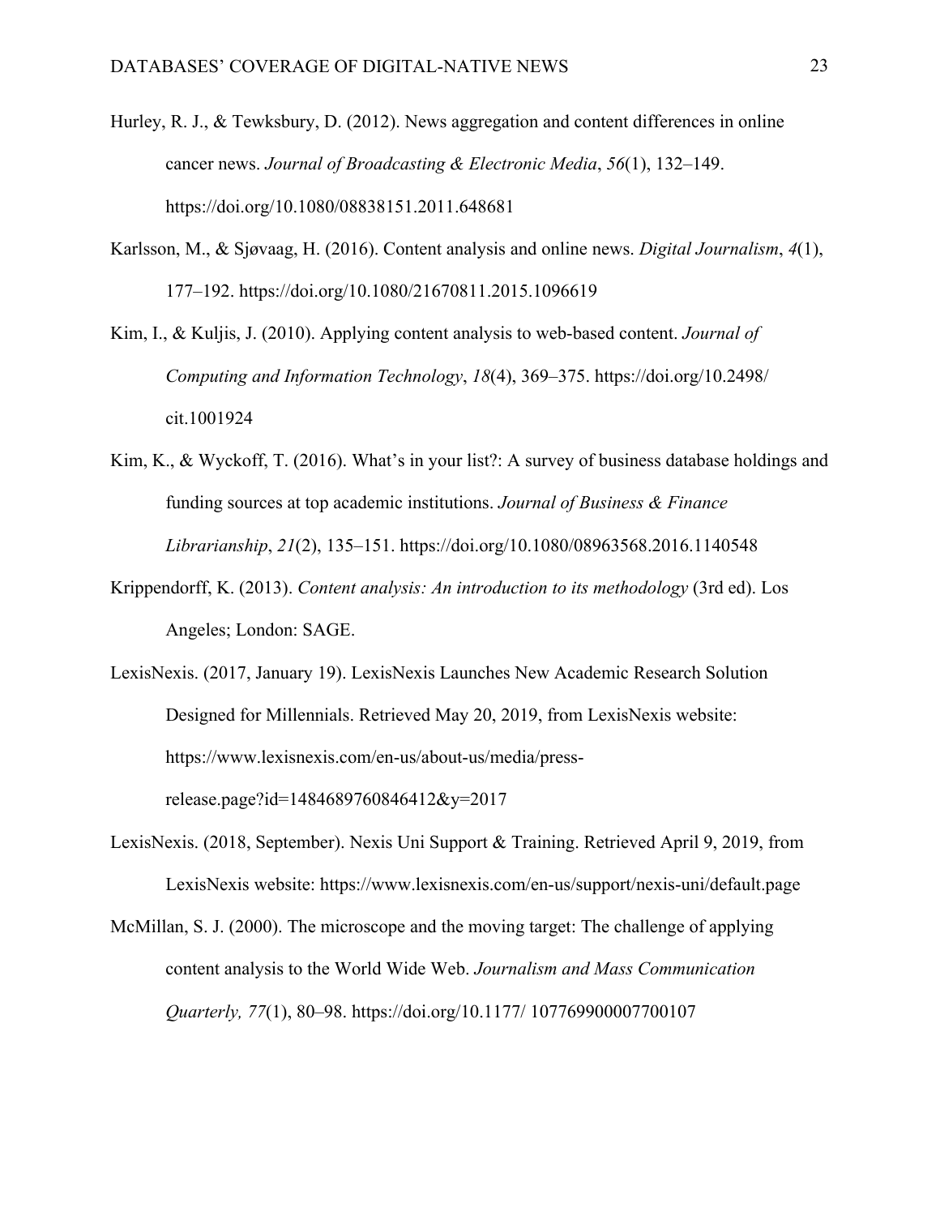Hurley, R. J., & Tewksbury, D. (2012). News aggregation and content differences in online cancer news. *Journal of Broadcasting & Electronic Media*, *56*(1), 132–149. https://doi.org/10.1080/08838151.2011.648681

Karlsson, M., & Sjøvaag, H. (2016). Content analysis and online news. *Digital Journalism*, *4*(1), 177–192. https://doi.org/10.1080/21670811.2015.1096619

Kim, I., & Kuljis, J. (2010). Applying content analysis to web-based content. *Journal of Computing and Information Technology*, *18*(4), 369–375. https://doi.org/10.2498/cit.1001924

Kim, K., & Wyckoff, T. (2016). What's in your list?: A survey of business database holdings and funding sources at top academic institutions. *Journal of Business & Finance Librarianship*, *21*(2), 135–151. https://doi.org/10.1080/08963568.2016.1140548

Krippendorff, K. (2013). *Content analysis: An introduction to its methodology* (3rd ed). Los Angeles; London: SAGE.

LexisNexis. (2017, January 19). LexisNexis Launches New Academic Research Solution Designed for Millennials. Retrieved May 20, 2019, from LexisNexis website: https://www.lexisnexis.com/en-us/about-us/media/press-release.page?id=1484689760846412&y=2017

LexisNexis. (2018, September). Nexis Uni Support & Training. Retrieved April 9, 2019, from LexisNexis website: https://www.lexisnexis.com/en-us/support/nexis-uni/default.page

McMillan, S. J. (2000). The microscope and the moving target: The challenge of applying content analysis to the World Wide Web. *Journalism and Mass Communication Quarterly, 77*(1), 80–98. https://doi.org/10.1177/ 107769900007700107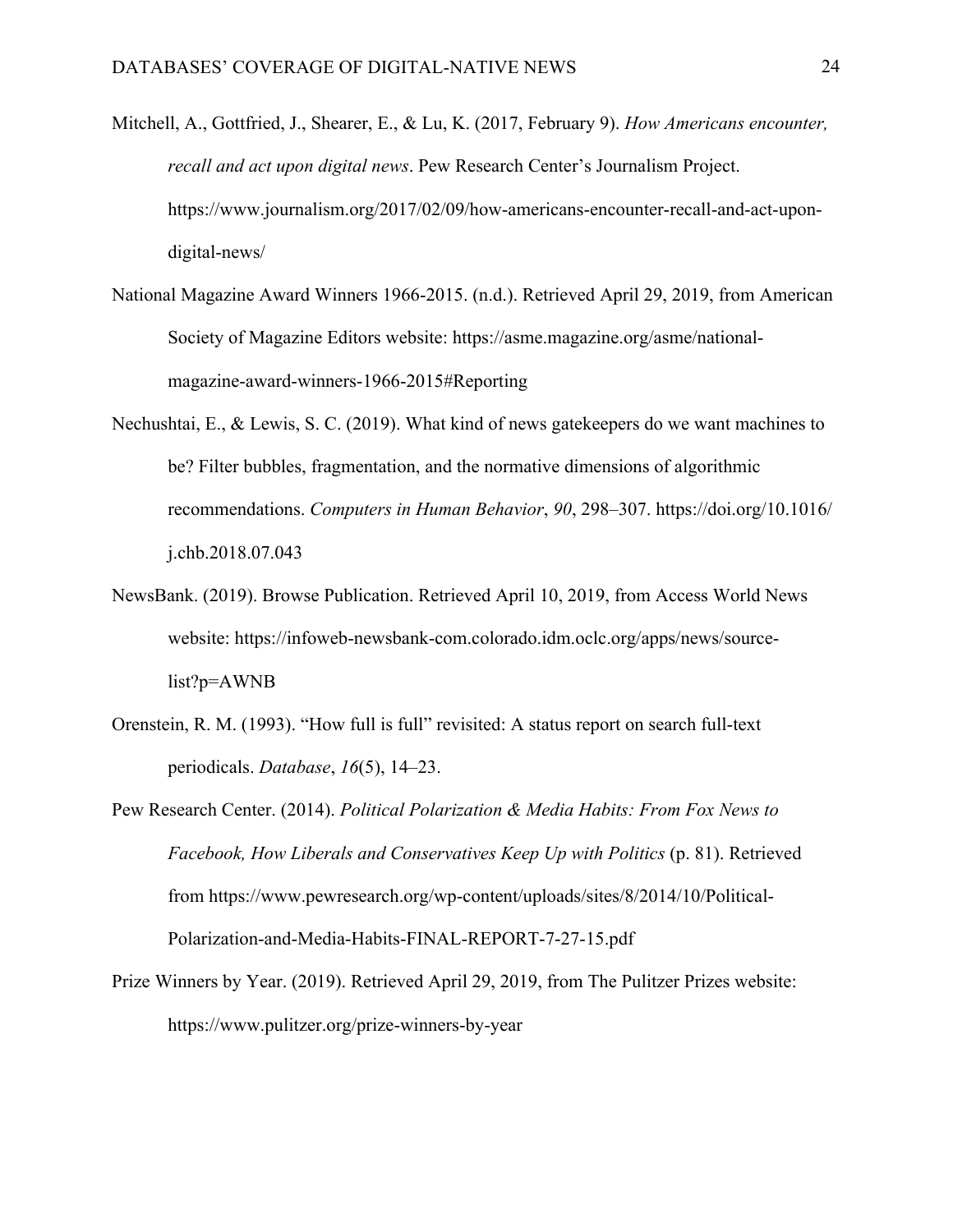Mitchell, A., Gottfried, J., Shearer, E., & Lu, K. (2017, February 9). *How Americans encounter, recall and act upon digital news*. Pew Research Center's Journalism Project. https://www.journalism.org/2017/02/09/how-americans-encounter-recall-and-act-upon-digital-news/

National Magazine Award Winners 1966-2015. (n.d.). Retrieved April 29, 2019, from American Society of Magazine Editors website: https://asme.magazine.org/asme/national-magazine-award-winners-1966-2015#Reporting

Nechushtai, E., & Lewis, S. C. (2019). What kind of news gatekeepers do we want machines to be? Filter bubbles, fragmentation, and the normative dimensions of algorithmic recommendations. *Computers in Human Behavior*, *90*, 298–307. https://doi.org/10.1016/j.chb.2018.07.043

NewsBank. (2019). Browse Publication. Retrieved April 10, 2019, from Access World News website: https://infoweb-newsbank-com.colorado.idm.oclc.org/apps/news/source-list?p=AWNB

Orenstein, R. M. (1993). "How full is full" revisited: A status report on search full-text periodicals. *Database*, *16*(5), 14–23.

Pew Research Center. (2014). *Political Polarization & Media Habits: From Fox News to Facebook, How Liberals and Conservatives Keep Up with Politics* (p. 81). Retrieved from https://www.pewresearch.org/wp-content/uploads/sites/8/2014/10/Political-Polarization-and-Media-Habits-FINAL-REPORT-7-27-15.pdf

Prize Winners by Year. (2019). Retrieved April 29, 2019, from The Pulitzer Prizes website: https://www.pulitzer.org/prize-winners-by-year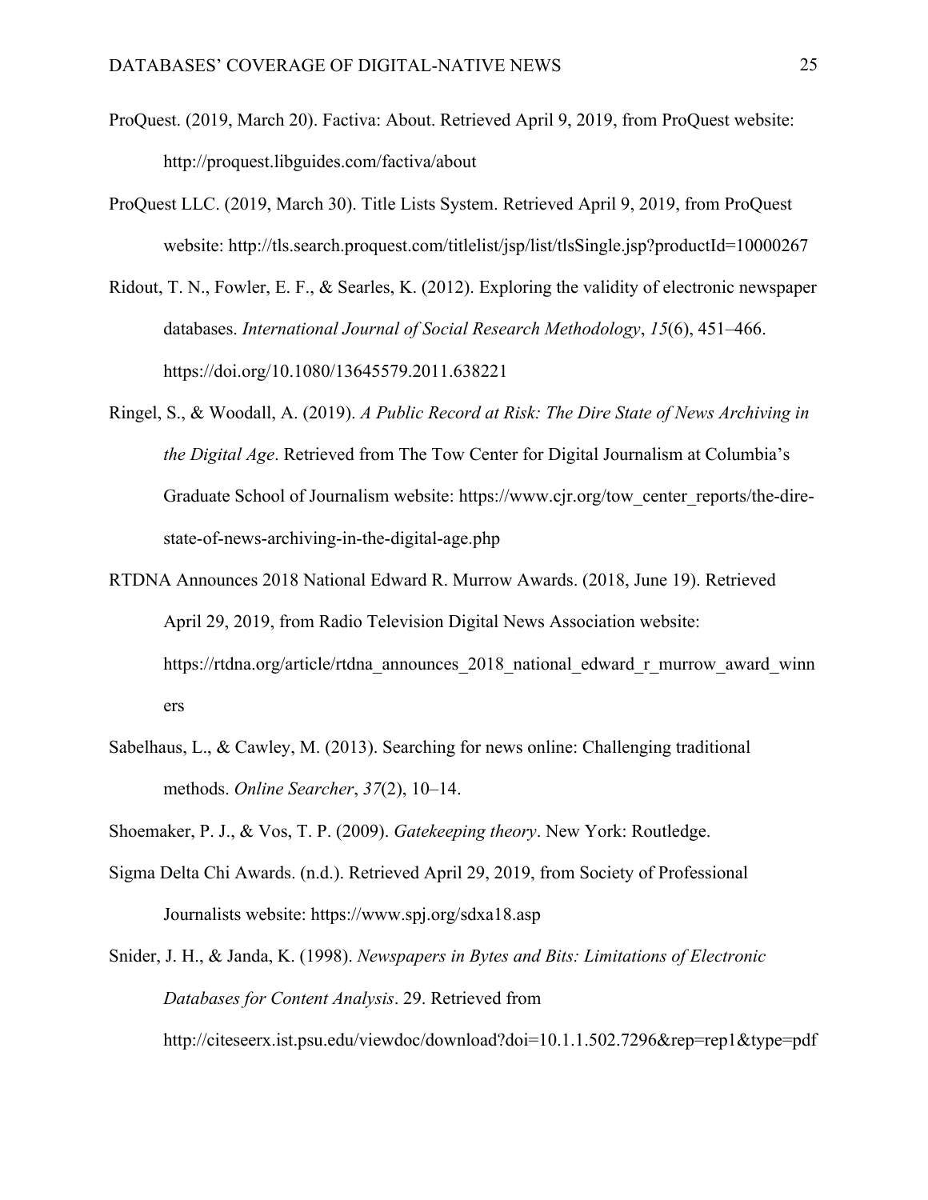ProQuest. (2019, March 20). Factiva: About. Retrieved April 9, 2019, from ProQuest website: http://proquest.libguides.com/factiva/about

ProQuest LLC. (2019, March 30). Title Lists System. Retrieved April 9, 2019, from ProQuest website: http://tls.search.proquest.com/titlelist/jsp/list/tlsSingle.jsp?productId=10000267

Ridout, T. N., Fowler, E. F., & Searles, K. (2012). Exploring the validity of electronic newspaper databases. *International Journal of Social Research Methodology*, *15*(6), 451–466. https://doi.org/10.1080/13645579.2011.638221

Ringel, S., & Woodall, A. (2019). *A Public Record at Risk: The Dire State of News Archiving in the Digital Age*. Retrieved from The Tow Center for Digital Journalism at Columbia's Graduate School of Journalism website: https://www.cjr.org/tow_center_reports/the-dire-state-of-news-archiving-in-the-digital-age.php

RTDNA Announces 2018 National Edward R. Murrow Awards. (2018, June 19). Retrieved April 29, 2019, from Radio Television Digital News Association website: https://rtdna.org/article/rtdna_announces_2018_national_edward_r_murrow_award_winners

Sabelhaus, L., & Cawley, M. (2013). Searching for news online: Challenging traditional methods. *Online Searcher*, *37*(2), 10–14.

Shoemaker, P. J., & Vos, T. P. (2009). *Gatekeeping theory*. New York: Routledge.

Sigma Delta Chi Awards. (n.d.). Retrieved April 29, 2019, from Society of Professional Journalists website: https://www.spj.org/sdxa18.asp

Snider, J. H., & Janda, K. (1998). *Newspapers in Bytes and Bits: Limitations of Electronic Databases for Content Analysis*. 29. Retrieved from http://citeseerx.ist.psu.edu/viewdoc/download?doi=10.1.1.502.7296&rep=rep1&type=pdf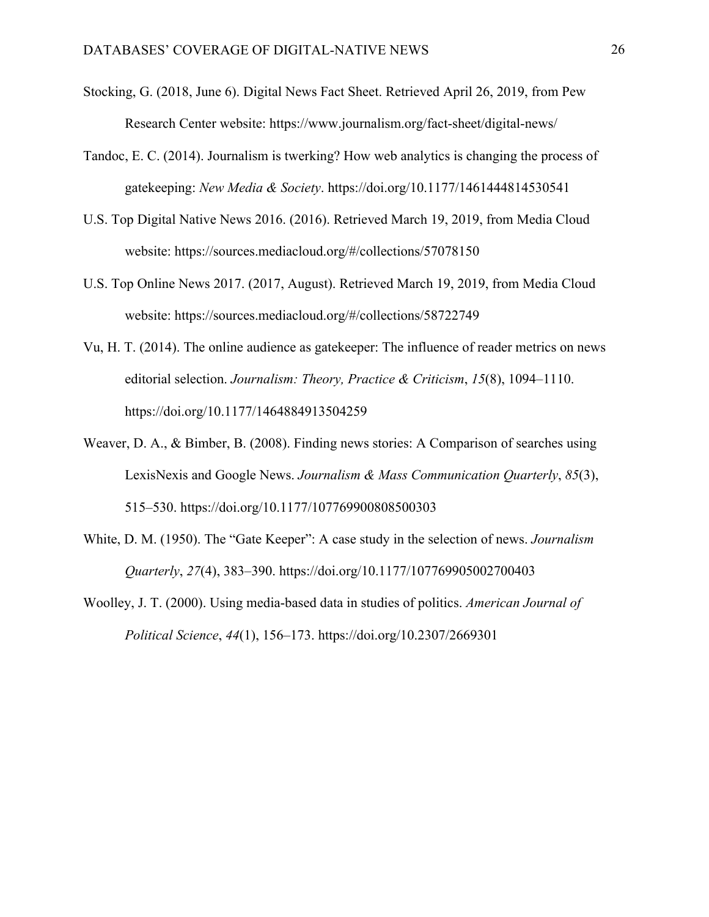Stocking, G. (2018, June 6). Digital News Fact Sheet. Retrieved April 26, 2019, from Pew Research Center website: https://www.journalism.org/fact-sheet/digital-news/

Tandoc, E. C. (2014). Journalism is twerking? How web analytics is changing the process of gatekeeping: *New Media & Society*. https://doi.org/10.1177/1461444814530541

U.S. Top Digital Native News 2016. (2016). Retrieved March 19, 2019, from Media Cloud website: https://sources.mediacloud.org/#/collections/57078150

U.S. Top Online News 2017. (2017, August). Retrieved March 19, 2019, from Media Cloud website: https://sources.mediacloud.org/#/collections/58722749

Vu, H. T. (2014). The online audience as gatekeeper: The influence of reader metrics on news editorial selection. *Journalism: Theory, Practice & Criticism*, *15*(8), 1094–1110. https://doi.org/10.1177/1464884913504259

Weaver, D. A., & Bimber, B. (2008). Finding news stories: A Comparison of searches using LexisNexis and Google News. *Journalism & Mass Communication Quarterly*, *85*(3), 515–530. https://doi.org/10.1177/107769900808500303

White, D. M. (1950). The "Gate Keeper": A case study in the selection of news. *Journalism Quarterly*, *27*(4), 383–390. https://doi.org/10.1177/107769905002700403

Woolley, J. T. (2000). Using media-based data in studies of politics. *American Journal of Political Science*, *44*(1), 156–173. https://doi.org/10.2307/2669301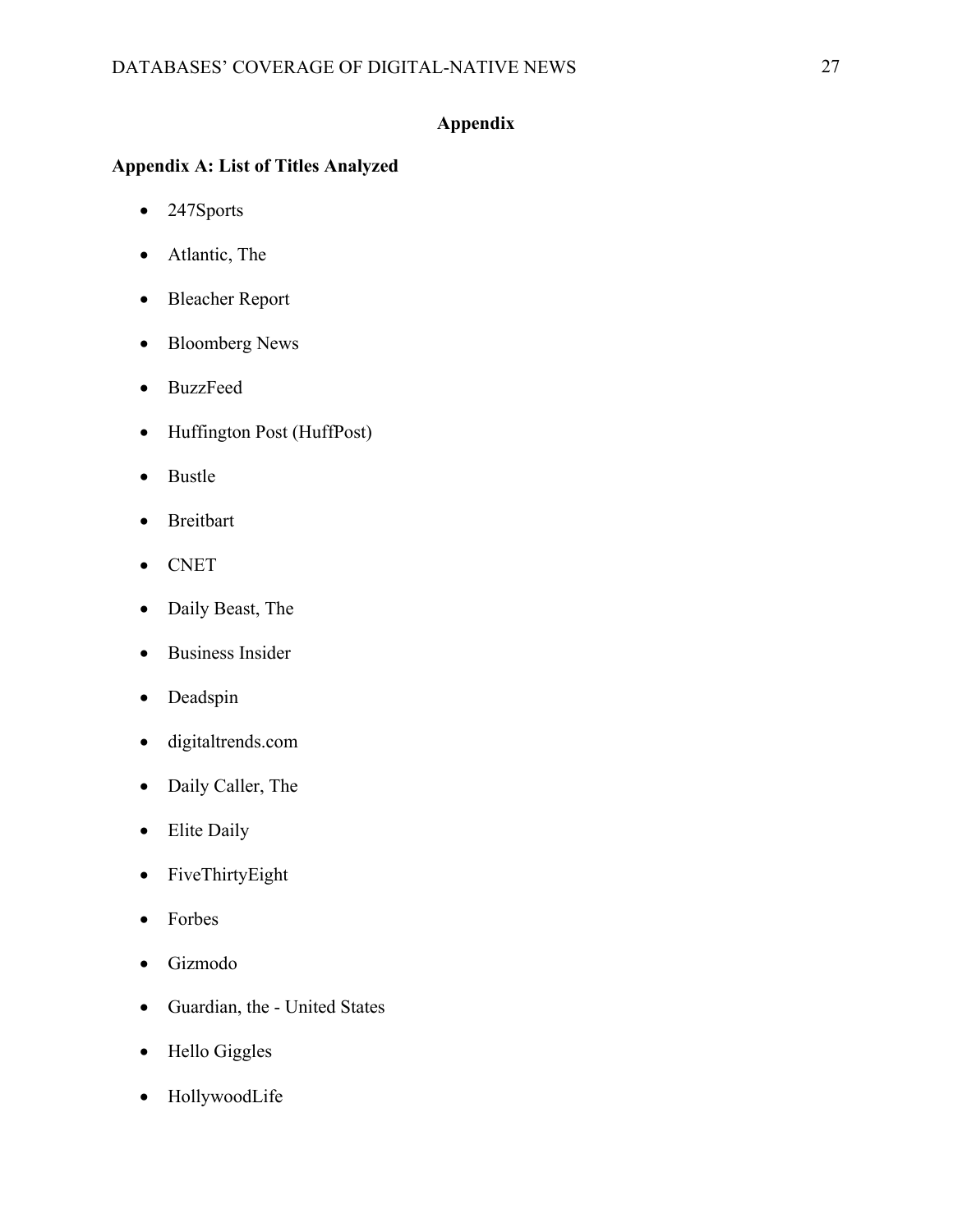# Appendix

## Appendix A: List of Titles Analyzed

- 247Sports
- Atlantic, The
- Bleacher Report
- Bloomberg News
- BuzzFeed
- Huffington Post (HuffPost)
- Bustle
- Breitbart
- CNET
- Daily Beast, The
- Business Insider
- Deadspin
- digitaltrends.com
- Daily Caller, The
- Elite Daily
- FiveThirtyEight
- Forbes
- Gizmodo
- Guardian, the - United States
- Hello Giggles
- HollywoodLife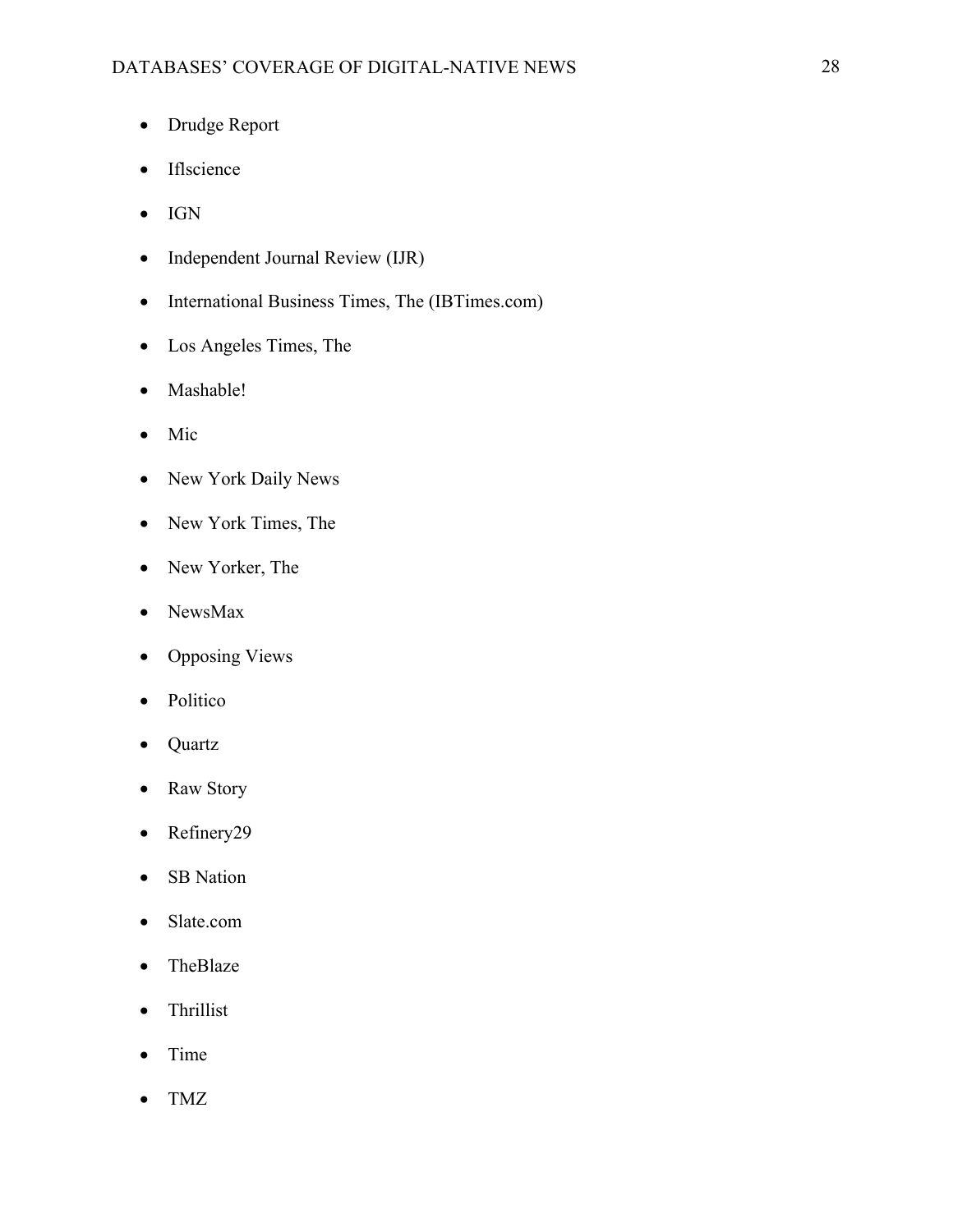- Drudge Report
- Iflscience
- IGN
- Independent Journal Review (IJR)
- International Business Times, The (IBTimes.com)
- Los Angeles Times, The
- Mashable!
- Mic
- New York Daily News
- New York Times, The
- New Yorker, The
- NewsMax
- Opposing Views
- Politico
- Quartz
- Raw Story
- Refinery29
- SB Nation
- Slate.com
- TheBlaze
- Thrillist
- Time
- TMZ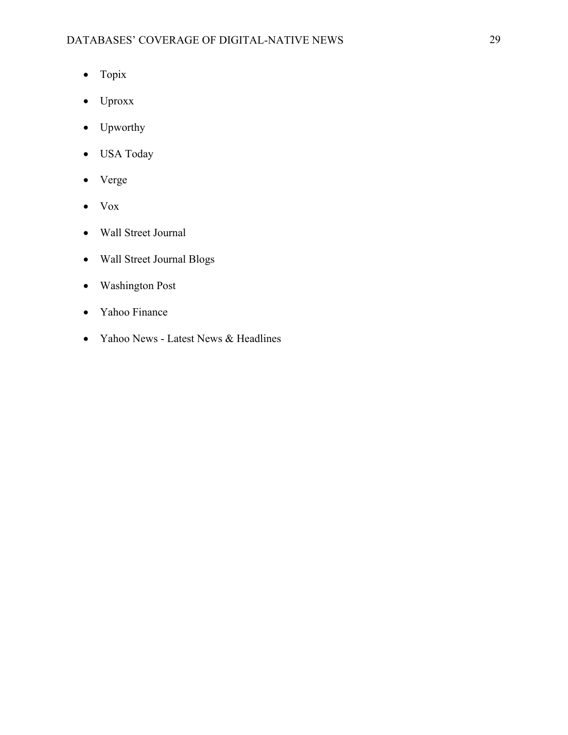- Topix
- Uproxx
- Upworthy
- USA Today
- Verge
- Vox
- Wall Street Journal
- Wall Street Journal Blogs
- Washington Post
- Yahoo Finance
- Yahoo News - Latest News & Headlines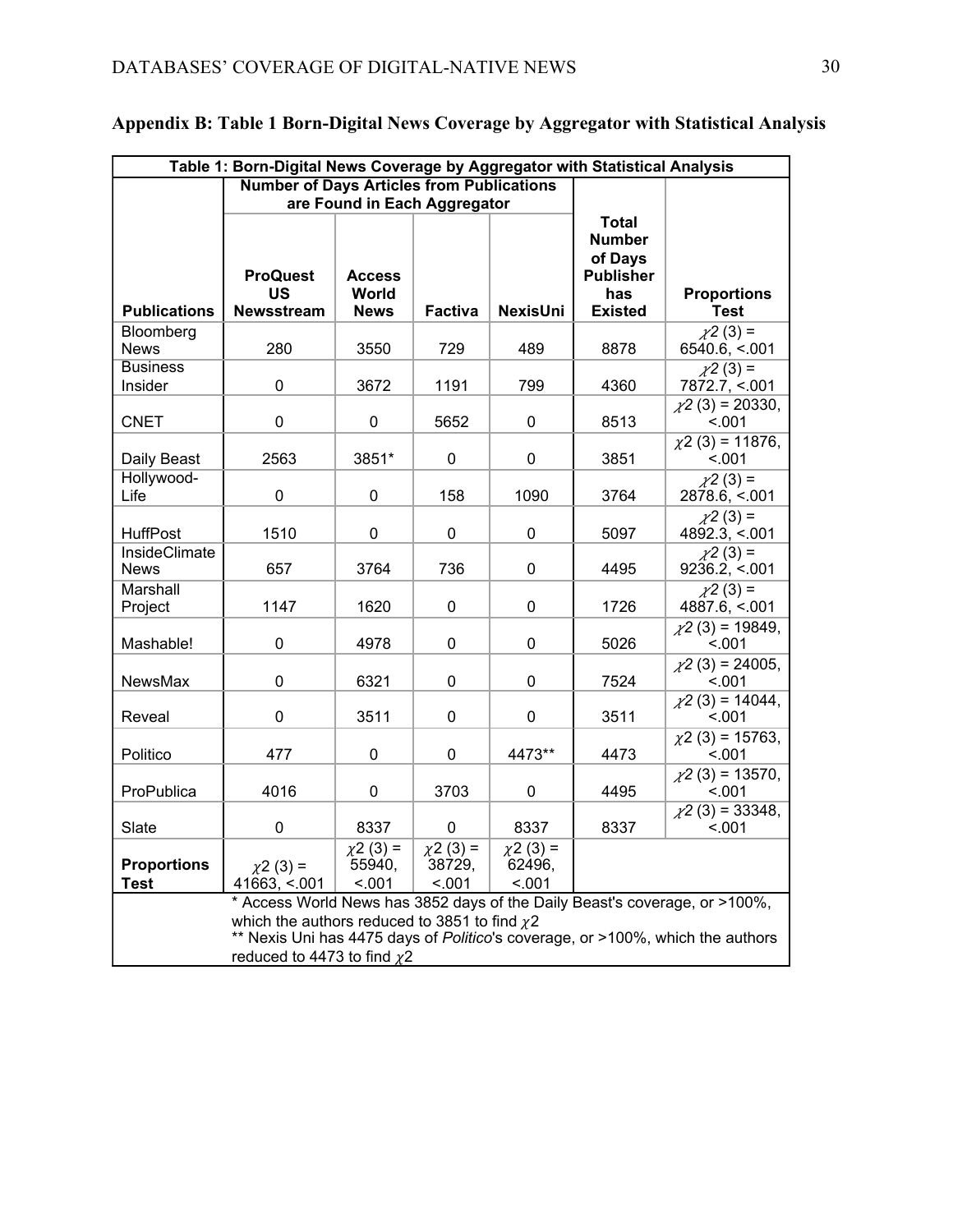**Appendix B: Table 1 Born-Digital News Coverage by Aggregator with Statistical Analysis**

| Table 1: Born-Digital News Coverage by Aggregator with Statistical Analysis | | | | | | |
|---|---|---|---|---|---|---|
| | Number of Days Articles from Publications are Found in Each Aggregator | | | | | |
| **Publications** | **ProQuest US Newsstream** | **Access World News** | **Factiva** | **NexisUni** | **Total Number of Days Publisher has Existed** | **Proportions Test** |
| Bloomberg News | 280 | 3550 | 729 | 489 | 8878 | $\chi 2$ (3) = 6540.6, <.001 |
| Business Insider | 0 | 3672 | 1191 | 799 | 4360 | $\chi 2$ (3) = 7872.7, <.001 |
| CNET | 0 | 0 | 5652 | 0 | 8513 | $\chi 2$ (3) = 20330, <.001 |
| Daily Beast | 2563 | 3851* | 0 | 0 | 3851 | $\chi 2$ (3) = 11876, <.001 |
| Hollywood-Life | 0 | 0 | 158 | 1090 | 3764 | $\chi 2$ (3) = 2878.6, <.001 |
| HuffPost | 1510 | 0 | 0 | 0 | 5097 | $\chi 2$ (3) = 4892.3, <.001 |
| InsideClimate News | 657 | 3764 | 736 | 0 | 4495 | $\chi 2$ (3) = 9236.2, <.001 |
| Marshall Project | 1147 | 1620 | 0 | 0 | 1726 | $\chi 2$ (3) = 4887.6, <.001 |
| Mashable! | 0 | 4978 | 0 | 0 | 5026 | $\chi 2$ (3) = 19849, <.001 |
| NewsMax | 0 | 6321 | 0 | 0 | 7524 | $\chi 2$ (3) = 24005, <.001 |
| Reveal | 0 | 3511 | 0 | 0 | 3511 | $\chi 2$ (3) = 14044, <.001 |
| Politico | 477 | 0 | 0 | 4473** | 4473 | $\chi 2$ (3) = 15763, <.001 |
| ProPublica | 4016 | 0 | 3703 | 0 | 4495 | $\chi 2$ (3) = 13570, <.001 |
| Slate | 0 | 8337 | 0 | 8337 | 8337 | $\chi 2$ (3) = 33348, <.001 |
| **Proportions Test** | $\chi 2$ (3) = 41663, <.001 | $\chi 2$ (3) = 55940, <.001 | $\chi 2$ (3) = 38729, <.001 | $\chi 2$ (3) = 62496, <.001 | | |
| | * Access World News has 3852 days of the Daily Beast's coverage, or >100%, which the authors reduced to 3851 to find $\chi 2$ ** Nexis Uni has 4475 days of *Politico*'s coverage, or >100%, which the authors reduced to 4473 to find $\chi 2$ | | | | | |